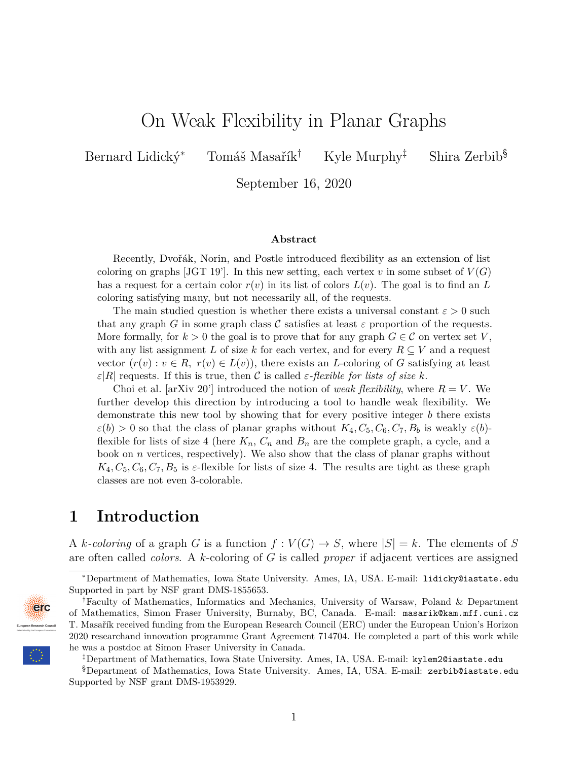# On Weak Flexibility in Planar Graphs

Bernard Lidický[*] Tomáš Masařík[†] Kyle Murphy[‡] Shira Zerbib[§]

September 16, 2020

### Abstract

Recently, Dvořák, Norin, and Postle introduced flexibility as an extension of list coloring on graphs [JGT 19']. In this new setting, each vertex $v$ in some subset of $V(G)$ has a request for a certain color $r(v)$ in its list of colors $L(v)$. The goal is to find an $L$ coloring satisfying many, but not necessarily all, of the requests.

The main studied question is whether there exists a universal constant $\varepsilon > 0$ such that any graph $G$ in some graph class $\mathcal{C}$ satisfies at least $\varepsilon$ proportion of the requests. More formally, for $k > 0$ the goal is to prove that for any graph $G \in \mathcal{C}$ on vertex set $V$, with any list assignment $L$ of size $k$ for each vertex, and for every $R \subseteq V$ and a request vector $(r(v) : v \in R,\ r(v) \in L(v))$, there exists an $L$-coloring of $G$ satisfying at least $\varepsilon|R|$ requests. If this is true, then $\mathcal{C}$ is called *$\varepsilon$-flexible for lists of size $k$*.

Choi et al. [arXiv 20'] introduced the notion of *weak flexibility*, where $R = V$. We further develop this direction by introducing a tool to handle weak flexibility. We demonstrate this new tool by showing that for every positive integer $b$ there exists $\varepsilon(b) > 0$ so that the class of planar graphs without $K_4, C_5, C_6, C_7, B_b$ is weakly $\varepsilon(b)$-flexible for lists of size 4 (here $K_n$, $C_n$ and $B_n$ are the complete graph, a cycle, and a book on $n$ vertices, respectively). We also show that the class of planar graphs without $K_4, C_5, C_6, C_7, B_5$ is $\varepsilon$-flexible for lists of size 4. The results are tight as these graph classes are not even 3-colorable.

## 1 Introduction

A *$k$-coloring* of a graph $G$ is a function $f : V(G) \to S$, where $|S| = k$. The elements of $S$ are often called *colors*. A $k$-coloring of $G$ is called *proper* if adjacent vertices are assigned

---

[*] Department of Mathematics, Iowa State University. Ames, IA, USA. E-mail: lidicky@iastate.edu Supported in part by NSF grant DMS-1855653.

[†] Faculty of Mathematics, Informatics and Mechanics, University of Warsaw, Poland & Department of Mathematics, Simon Fraser University, Burnaby, BC, Canada. E-mail: masarik@kam.mff.cuni.cz T. Masařík received funding from the European Research Council (ERC) under the European Union's Horizon 2020 researchand innovation programme Grant Agreement 714704. He completed a part of this work while he was a postdoc at Simon Fraser University in Canada.

[‡] Department of Mathematics, Iowa State University. Ames, IA, USA. E-mail: kylem2@iastate.edu

[§] Department of Mathematics, Iowa State University. Ames, IA, USA. E-mail: zerbib@iastate.edu Supported by NSF grant DMS-1953929.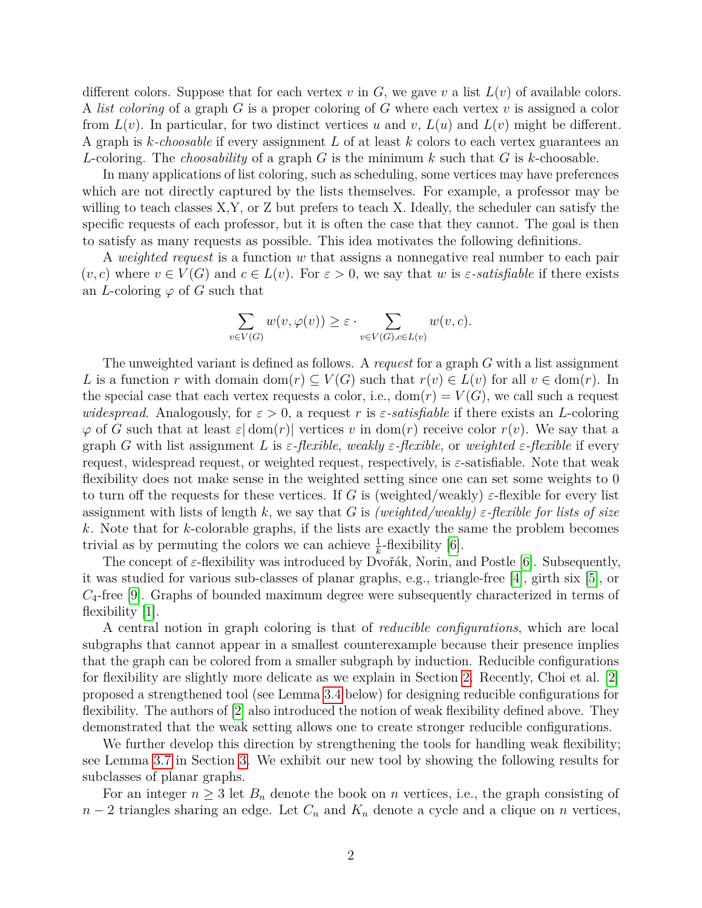different colors. Suppose that for each vertex $v$ in $G$, we gave $v$ a list $L(v)$ of available colors. A *list coloring* of a graph $G$ is a proper coloring of $G$ where each vertex $v$ is assigned a color from $L(v)$. In particular, for two distinct vertices $u$ and $v$, $L(u)$ and $L(v)$ might be different. A graph is *$k$-choosable* if every assignment $L$ of at least $k$ colors to each vertex guarantees an $L$-coloring. The *choosability* of a graph $G$ is the minimum $k$ such that $G$ is $k$-choosable.

In many applications of list coloring, such as scheduling, some vertices may have preferences which are not directly captured by the lists themselves. For example, a professor may be willing to teach classes X,Y, or Z but prefers to teach X. Ideally, the scheduler can satisfy the specific requests of each professor, but it is often the case that they cannot. The goal is then to satisfy as many requests as possible. This idea motivates the following definitions.

A *weighted request* is a function $w$ that assigns a nonnegative real number to each pair $(v, c)$ where $v \in V(G)$ and $c \in L(v)$. For $\varepsilon > 0$, we say that $w$ is *$\varepsilon$-satisfiable* if there exists an $L$-coloring $\varphi$ of $G$ such that

$$\sum_{v \in V(G)} w(v, \varphi(v)) \geq \varepsilon \cdot \sum_{v \in V(G), c \in L(v)} w(v, c).$$

The unweighted variant is defined as follows. A *request* for a graph $G$ with a list assignment $L$ is a function $r$ with domain $\mathrm{dom}(r) \subseteq V(G)$ such that $r(v) \in L(v)$ for all $v \in \mathrm{dom}(r)$. In the special case that each vertex requests a color, i.e., $\mathrm{dom}(r) = V(G)$, we call such a request *widespread*. Analogously, for $\varepsilon > 0$, a request $r$ is *$\varepsilon$-satisfiable* if there exists an $L$-coloring $\varphi$ of $G$ such that at least $\varepsilon|\mathrm{dom}(r)|$ vertices $v$ in $\mathrm{dom}(r)$ receive color $r(v)$. We say that a graph $G$ with list assignment $L$ is *$\varepsilon$-flexible*, *weakly $\varepsilon$-flexible*, or *weighted $\varepsilon$-flexible* if every request, widespread request, or weighted request, respectively, is $\varepsilon$-satisfiable. Note that weak flexibility does not make sense in the weighted setting since one can set some weights to 0 to turn off the requests for these vertices. If $G$ is (weighted/weakly) $\varepsilon$-flexible for every list assignment with lists of length $k$, we say that $G$ is *(weighted/weakly) $\varepsilon$-flexible for lists of size $k$*. Note that for $k$-colorable graphs, if the lists are exactly the same the problem becomes trivial as by permuting the colors we can achieve $\frac{1}{k}$-flexibility [6].

The concept of $\varepsilon$-flexibility was introduced by Dvořák, Norin, and Postle [6]. Subsequently, it was studied for various sub-classes of planar graphs, e.g., triangle-free [4], girth six [5], or $C_4$-free [9]. Graphs of bounded maximum degree were subsequently characterized in terms of flexibility [1].

A central notion in graph coloring is that of *reducible configurations*, which are local subgraphs that cannot appear in a smallest counterexample because their presence implies that the graph can be colored from a smaller subgraph by induction. Reducible configurations for flexibility are slightly more delicate as we explain in Section 2. Recently, Choi et al. [2] proposed a strengthened tool (see Lemma 3.4 below) for designing reducible configurations for flexibility. The authors of [2] also introduced the notion of weak flexibility defined above. They demonstrated that the weak setting allows one to create stronger reducible configurations.

We further develop this direction by strengthening the tools for handling weak flexibility; see Lemma 3.7 in Section 3. We exhibit our new tool by showing the following results for subclasses of planar graphs.

For an integer $n \geq 3$ let $B_n$ denote the book on $n$ vertices, i.e., the graph consisting of $n - 2$ triangles sharing an edge. Let $C_n$ and $K_n$ denote a cycle and a clique on $n$ vertices,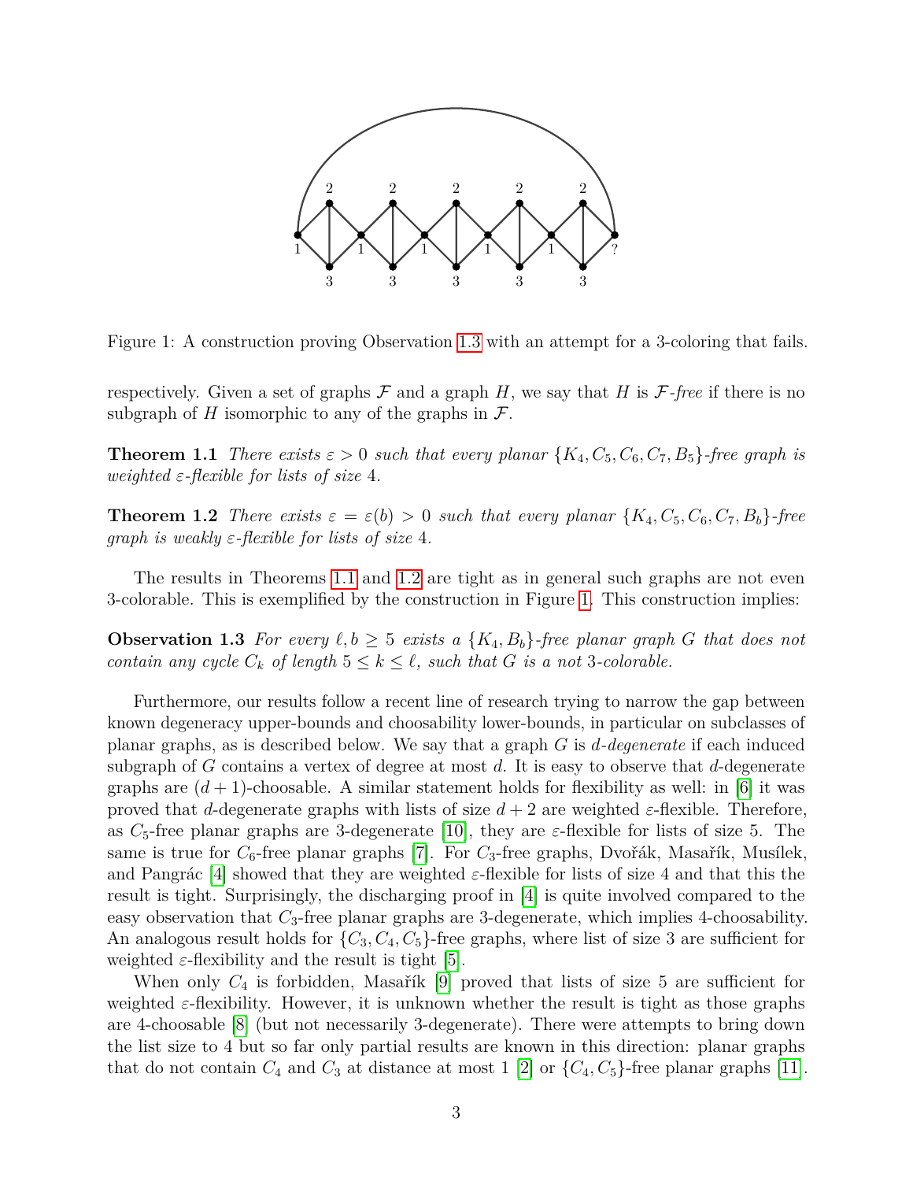Figure 1: A construction proving Observation 1.3 with an attempt for a 3-coloring that fails.

respectively. Given a set of graphs $\mathcal{F}$ and a graph $H$, we say that $H$ is *$\mathcal{F}$-free* if there is no subgraph of $H$ isomorphic to any of the graphs in $\mathcal{F}$.

**Theorem 1.1** *There exists $\varepsilon > 0$ such that every planar $\{K_4, C_5, C_6, C_7, B_5\}$-free graph is weighted $\varepsilon$-flexible for lists of size 4.*

**Theorem 1.2** *There exists $\varepsilon = \varepsilon(b) > 0$ such that every planar $\{K_4, C_5, C_6, C_7, B_b\}$-free graph is weakly $\varepsilon$-flexible for lists of size 4.*

The results in Theorems 1.1 and 1.2 are tight as in general such graphs are not even 3-colorable. This is exemplified by the construction in Figure 1. This construction implies:

**Observation 1.3** *For every $\ell, b \geq 5$ exists a $\{K_4, B_b\}$-free planar graph $G$ that does not contain any cycle $C_k$ of length $5 \leq k \leq \ell$, such that $G$ is a not 3-colorable.*

Furthermore, our results follow a recent line of research trying to narrow the gap between known degeneracy upper-bounds and choosability lower-bounds, in particular on subclasses of planar graphs, as is described below. We say that a graph $G$ is *$d$-degenerate* if each induced subgraph of $G$ contains a vertex of degree at most $d$. It is easy to observe that $d$-degenerate graphs are $(d+1)$-choosable. A similar statement holds for flexibility as well: in [6] it was proved that $d$-degenerate graphs with lists of size $d+2$ are weighted $\varepsilon$-flexible. Therefore, as $C_5$-free planar graphs are 3-degenerate [10], they are $\varepsilon$-flexible for lists of size 5. The same is true for $C_6$-free planar graphs [7]. For $C_3$-free graphs, Dvořák, Masařík, Musílek, and Pangrác [4] showed that they are weighted $\varepsilon$-flexible for lists of size 4 and that this the result is tight. Surprisingly, the discharging proof in [4] is quite involved compared to the easy observation that $C_3$-free planar graphs are 3-degenerate, which implies 4-choosability. An analogous result holds for $\{C_3, C_4, C_5\}$-free graphs, where list of size 3 are sufficient for weighted $\varepsilon$-flexibility and the result is tight [5].

When only $C_4$ is forbidden, Masařík [9] proved that lists of size 5 are sufficient for weighted $\varepsilon$-flexibility. However, it is unknown whether the result is tight as those graphs are 4-choosable [8] (but not necessarily 3-degenerate). There were attempts to bring down the list size to 4 but so far only partial results are known in this direction: planar graphs that do not contain $C_4$ and $C_3$ at distance at most 1 [2] or $\{C_4, C_5\}$-free planar graphs [11].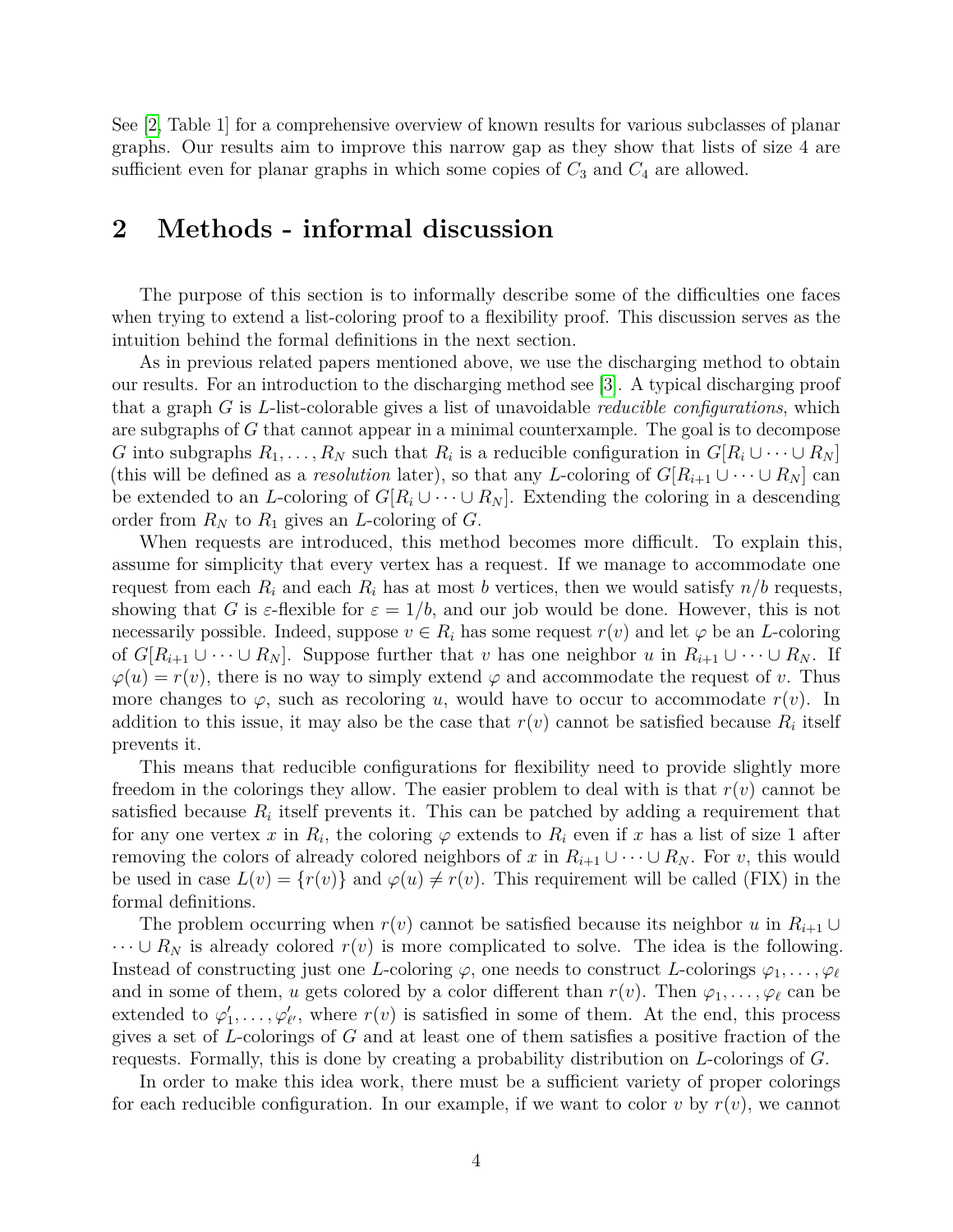See [2, Table 1] for a comprehensive overview of known results for various subclasses of planar graphs. Our results aim to improve this narrow gap as they show that lists of size 4 are sufficient even for planar graphs in which some copies of $C_3$ and $C_4$ are allowed.

## 2 Methods - informal discussion

The purpose of this section is to informally describe some of the difficulties one faces when trying to extend a list-coloring proof to a flexibility proof. This discussion serves as the intuition behind the formal definitions in the next section.

As in previous related papers mentioned above, we use the discharging method to obtain our results. For an introduction to the discharging method see [3]. A typical discharging proof that a graph $G$ is $L$-list-colorable gives a list of unavoidable *reducible configurations*, which are subgraphs of $G$ that cannot appear in a minimal counterexample. The goal is to decompose $G$ into subgraphs $R_1, \ldots, R_N$ such that $R_i$ is a reducible configuration in $G[R_i \cup \cdots \cup R_N]$ (this will be defined as a *resolution* later), so that any $L$-coloring of $G[R_{i+1} \cup \cdots \cup R_N]$ can be extended to an $L$-coloring of $G[R_i \cup \cdots \cup R_N]$. Extending the coloring in a descending order from $R_N$ to $R_1$ gives an $L$-coloring of $G$.

When requests are introduced, this method becomes more difficult. To explain this, assume for simplicity that every vertex has a request. If we manage to accommodate one request from each $R_i$ and each $R_i$ has at most $b$ vertices, then we would satisfy $n/b$ requests, showing that $G$ is $\varepsilon$-flexible for $\varepsilon = 1/b$, and our job would be done. However, this is not necessarily possible. Indeed, suppose $v \in R_i$ has some request $r(v)$ and let $\varphi$ be an $L$-coloring of $G[R_{i+1} \cup \cdots \cup R_N]$. Suppose further that $v$ has one neighbor $u$ in $R_{i+1} \cup \cdots \cup R_N$. If $\varphi(u) = r(v)$, there is no way to simply extend $\varphi$ and accommodate the request of $v$. Thus more changes to $\varphi$, such as recoloring $u$, would have to occur to accommodate $r(v)$. In addition to this issue, it may also be the case that $r(v)$ cannot be satisfied because $R_i$ itself prevents it.

This means that reducible configurations for flexibility need to provide slightly more freedom in the colorings they allow. The easier problem to deal with is that $r(v)$ cannot be satisfied because $R_i$ itself prevents it. This can be patched by adding a requirement that for any one vertex $x$ in $R_i$, the coloring $\varphi$ extends to $R_i$ even if $x$ has a list of size 1 after removing the colors of already colored neighbors of $x$ in $R_{i+1} \cup \cdots \cup R_N$. For $v$, this would be used in case $L(v) = \{r(v)\}$ and $\varphi(u) \neq r(v)$. This requirement will be called (FIX) in the formal definitions.

The problem occurring when $r(v)$ cannot be satisfied because its neighbor $u$ in $R_{i+1} \cup \cdots \cup R_N$ is already colored $r(v)$ is more complicated to solve. The idea is the following. Instead of constructing just one $L$-coloring $\varphi$, one needs to construct $L$-colorings $\varphi_1, \ldots, \varphi_\ell$ and in some of them, $u$ gets colored by a color different than $r(v)$. Then $\varphi_1, \ldots, \varphi_\ell$ can be extended to $\varphi'_1, \ldots, \varphi'_{\ell'}$, where $r(v)$ is satisfied in some of them. At the end, this process gives a set of $L$-colorings of $G$ and at least one of them satisfies a positive fraction of the requests. Formally, this is done by creating a probability distribution on $L$-colorings of $G$.

In order to make this idea work, there must be a sufficient variety of proper colorings for each reducible configuration. In our example, if we want to color $v$ by $r(v)$, we cannot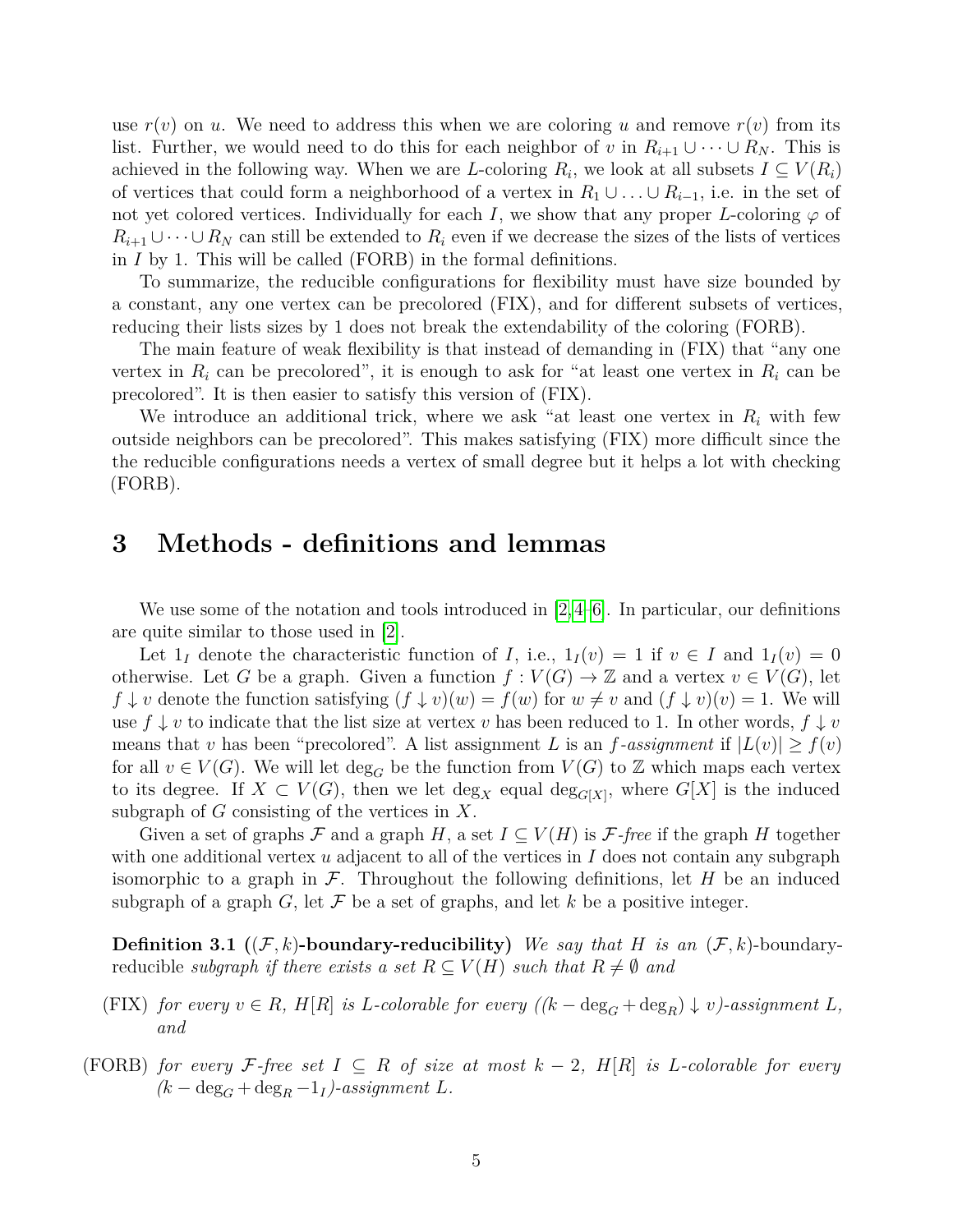use $r(v)$ on $u$. We need to address this when we are coloring $u$ and remove $r(v)$ from its list. Further, we would need to do this for each neighbor of $v$ in $R_{i+1} \cup \cdots \cup R_N$. This is achieved in the following way. When we are $L$-coloring $R_i$, we look at all subsets $I \subseteq V(R_i)$ of vertices that could form a neighborhood of a vertex in $R_1 \cup \ldots \cup R_{i-1}$, i.e. in the set of not yet colored vertices. Individually for each $I$, we show that any proper $L$-coloring $\varphi$ of $R_{i+1} \cup \cdots \cup R_N$ can still be extended to $R_i$ even if we decrease the sizes of the lists of vertices in $I$ by 1. This will be called (FORB) in the formal definitions.

To summarize, the reducible configurations for flexibility must have size bounded by a constant, any one vertex can be precolored (FIX), and for different subsets of vertices, reducing their lists sizes by 1 does not break the extendability of the coloring (FORB).

The main feature of weak flexibility is that instead of demanding in (FIX) that "any one vertex in $R_i$ can be precolored", it is enough to ask for "at least one vertex in $R_i$ can be precolored". It is then easier to satisfy this version of (FIX).

We introduce an additional trick, where we ask "at least one vertex in $R_i$ with few outside neighbors can be precolored". This makes satisfying (FIX) more difficult since the the reducible configurations needs a vertex of small degree but it helps a lot with checking (FORB).

# 3 Methods - definitions and lemmas

We use some of the notation and tools introduced in [2,4–6]. In particular, our definitions are quite similar to those used in [2].

Let $1_I$ denote the characteristic function of $I$, i.e., $1_I(v) = 1$ if $v \in I$ and $1_I(v) = 0$ otherwise. Let $G$ be a graph. Given a function $f : V(G) \to \mathbb{Z}$ and a vertex $v \in V(G)$, let $f \downarrow v$ denote the function satisfying $(f \downarrow v)(w) = f(w)$ for $w \neq v$ and $(f \downarrow v)(v) = 1$. We will use $f \downarrow v$ to indicate that the list size at vertex $v$ has been reduced to 1. In other words, $f \downarrow v$ means that $v$ has been "precolored". A list assignment $L$ is an *$f$-assignment* if $|L(v)| \geq f(v)$ for all $v \in V(G)$. We will let $\deg_G$ be the function from $V(G)$ to $\mathbb{Z}$ which maps each vertex to its degree. If $X \subset V(G)$, then we let $\deg_X$ equal $\deg_{G[X]}$, where $G[X]$ is the induced subgraph of $G$ consisting of the vertices in $X$.

Given a set of graphs $\mathcal{F}$ and a graph $H$, a set $I \subseteq V(H)$ is *$\mathcal{F}$-free* if the graph $H$ together with one additional vertex $u$ adjacent to all of the vertices in $I$ does not contain any subgraph isomorphic to a graph in $\mathcal{F}$. Throughout the following definitions, let $H$ be an induced subgraph of a graph $G$, let $\mathcal{F}$ be a set of graphs, and let $k$ be a positive integer.

**Definition 3.1 (($\mathcal{F}, k$)-boundary-reducibility)** *We say that $H$ is an $(\mathcal{F}, k)$-boundary-reducible subgraph if there exists a set $R \subseteq V(H)$ such that $R \neq \emptyset$ and*

(FIX) *for every $v \in R$, $H[R]$ is $L$-colorable for every $((k - \deg_G + \deg_R) \downarrow v)$-assignment $L$, and*

(FORB) *for every $\mathcal{F}$-free set $I \subseteq R$ of size at most $k - 2$, $H[R]$ is $L$-colorable for every $(k - \deg_G + \deg_R - 1_I)$-assignment $L$.*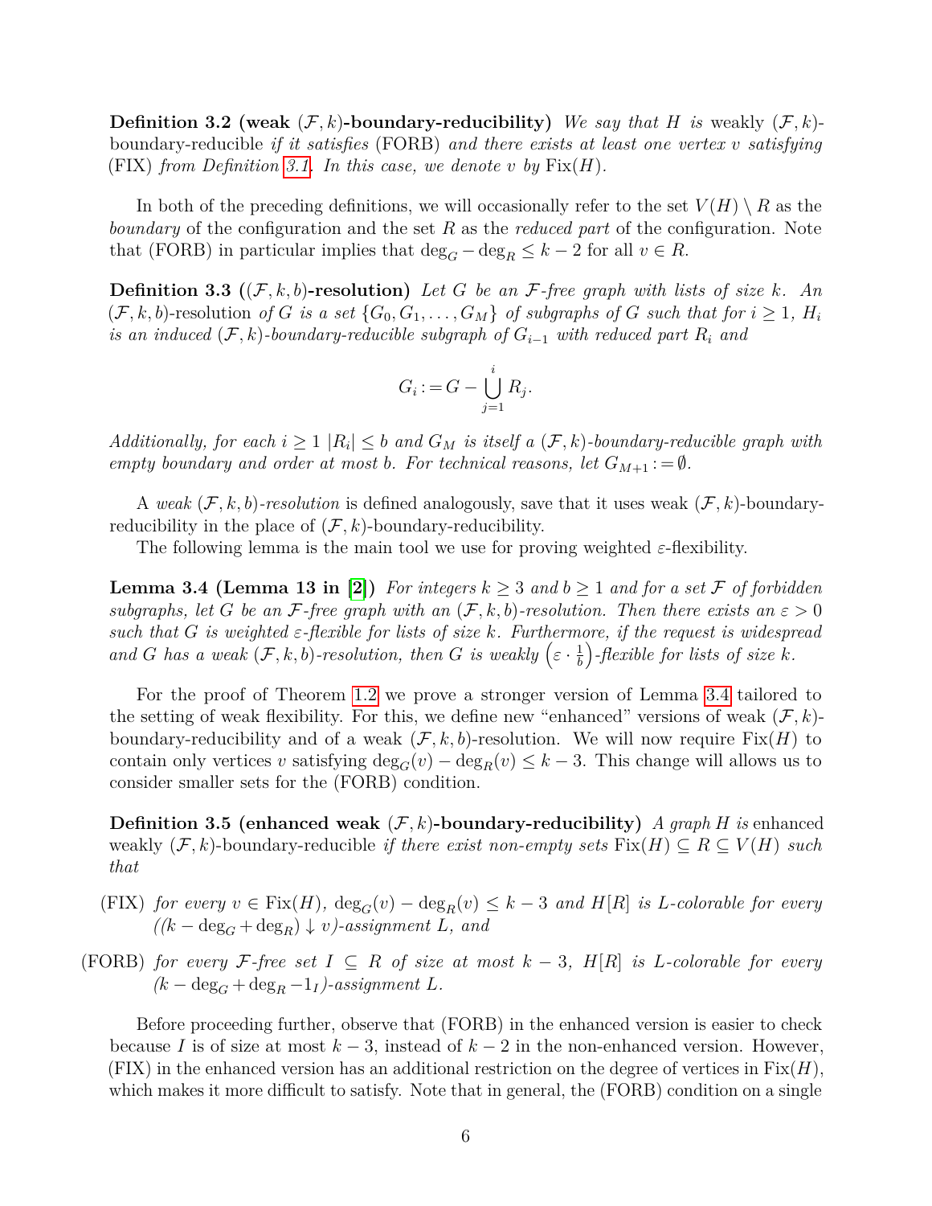**Definition 3.2 (weak $(\mathcal{F}, k)$-boundary-reducibility)** *We say that $H$ is* weakly $(\mathcal{F}, k)$-boundary-reducible *if it satisfies* (FORB) *and there exists at least one vertex $v$ satisfying* (FIX) *from Definition 3.1. In this case, we denote $v$ by* $\mathrm{Fix}(H)$.

In both of the preceding definitions, we will occasionally refer to the set $V(H) \setminus R$ as the *boundary* of the configuration and the set $R$ as the *reduced part* of the configuration. Note that (FORB) in particular implies that $\deg_G - \deg_R \leq k - 2$ for all $v \in R$.

**Definition 3.3 ($(\mathcal{F}, k, b)$-resolution)** *Let $G$ be an $\mathcal{F}$-free graph with lists of size $k$. An* $(\mathcal{F}, k, b)$-resolution *of $G$ is a set $\{G_0, G_1, \ldots, G_M\}$ of subgraphs of $G$ such that for $i \geq 1$, $H_i$ is an induced $(\mathcal{F}, k)$-boundary-reducible subgraph of $G_{i-1}$ with reduced part $R_i$ and*

$$G_i := G - \bigcup_{j=1}^{i} R_j.$$

*Additionally, for each $i \geq 1$ $|R_i| \leq b$ and $G_M$ is itself a $(\mathcal{F}, k)$-boundary-reducible graph with empty boundary and order at most $b$. For technical reasons, let $G_{M+1} := \emptyset$.*

A *weak $(\mathcal{F}, k, b)$-resolution* is defined analogously, save that it uses weak $(\mathcal{F}, k)$-boundary-reducibility in the place of $(\mathcal{F}, k)$-boundary-reducibility.

The following lemma is the main tool we use for proving weighted $\varepsilon$-flexibility.

**Lemma 3.4 (Lemma 13 in [2])** *For integers $k \geq 3$ and $b \geq 1$ and for a set $\mathcal{F}$ of forbidden subgraphs, let $G$ be an $\mathcal{F}$-free graph with an $(\mathcal{F}, k, b)$-resolution. Then there exists an $\varepsilon > 0$ such that $G$ is weighted $\varepsilon$-flexible for lists of size $k$. Furthermore, if the request is widespread and $G$ has a weak $(\mathcal{F}, k, b)$-resolution, then $G$ is weakly $\left(\varepsilon \cdot \frac{1}{b}\right)$-flexible for lists of size $k$.*

For the proof of Theorem 1.2 we prove a stronger version of Lemma 3.4 tailored to the setting of weak flexibility. For this, we define new "enhanced" versions of weak $(\mathcal{F}, k)$-boundary-reducibility and of a weak $(\mathcal{F}, k, b)$-resolution. We will now require $\mathrm{Fix}(H)$ to contain only vertices $v$ satisfying $\deg_G(v) - \deg_R(v) \leq k - 3$. This change will allows us to consider smaller sets for the (FORB) condition.

**Definition 3.5 (enhanced weak $(\mathcal{F}, k)$-boundary-reducibility)** *A graph $H$ is* enhanced weakly $(\mathcal{F}, k)$-boundary-reducible *if there exist non-empty sets $\mathrm{Fix}(H) \subseteq R \subseteq V(H)$ such that*

- (FIX) *for every $v \in \mathrm{Fix}(H)$, $\deg_G(v) - \deg_R(v) \leq k - 3$ and $H[R]$ is $L$-colorable for every $((k - \deg_G + \deg_R) \downarrow v)$-assignment $L$, and*
- (FORB) *for every $\mathcal{F}$-free set $I \subseteq R$ of size at most $k - 3$, $H[R]$ is $L$-colorable for every $(k - \deg_G + \deg_R - 1_I)$-assignment $L$.*

Before proceeding further, observe that (FORB) in the enhanced version is easier to check because $I$ is of size at most $k - 3$, instead of $k - 2$ in the non-enhanced version. However, (FIX) in the enhanced version has an additional restriction on the degree of vertices in $\mathrm{Fix}(H)$, which makes it more difficult to satisfy. Note that in general, the (FORB) condition on a single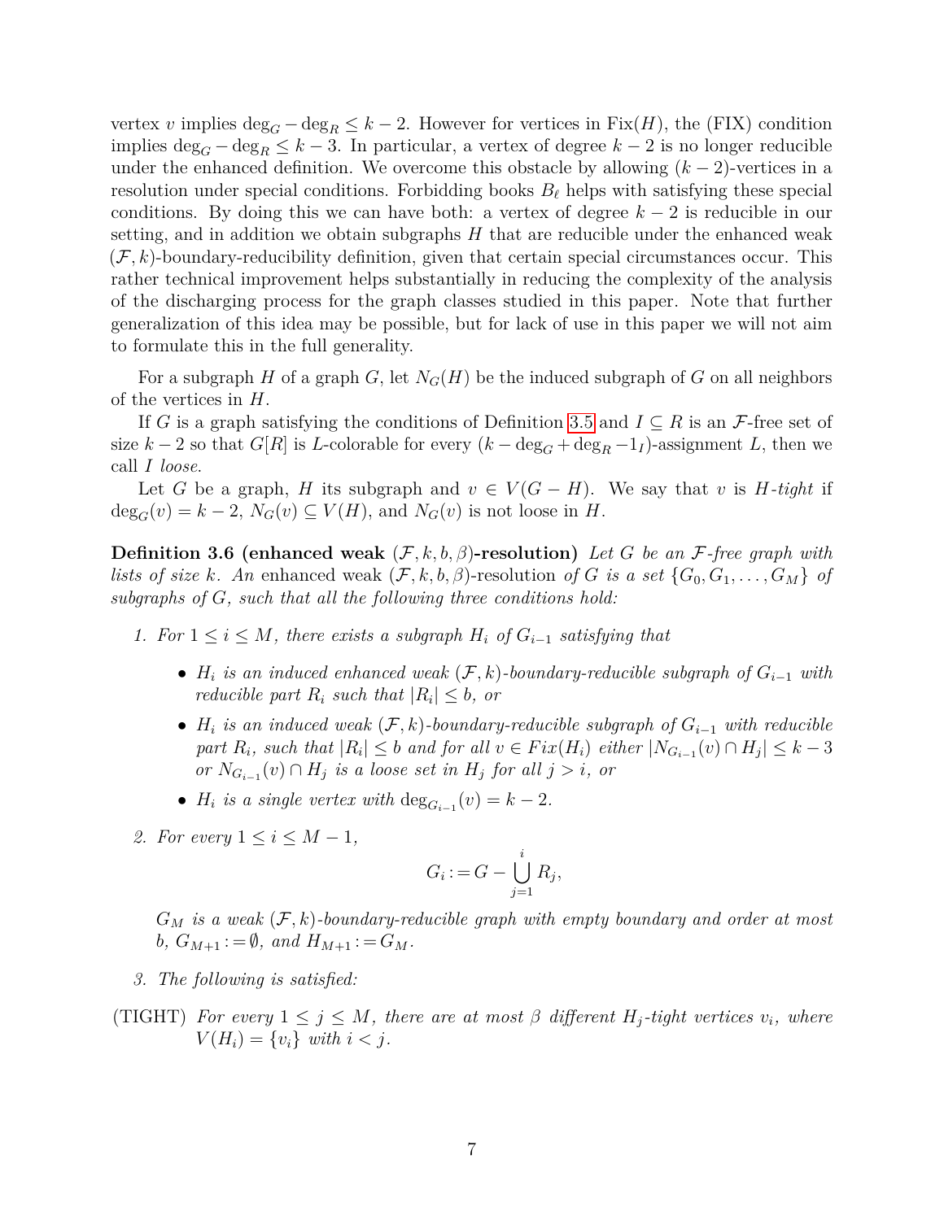vertex $v$ implies $\deg_G - \deg_R \leq k-2$. However for vertices in $\mathrm{Fix}(H)$, the (FIX) condition implies $\deg_G - \deg_R \leq k-3$. In particular, a vertex of degree $k-2$ is no longer reducible under the enhanced definition. We overcome this obstacle by allowing $(k-2)$-vertices in a resolution under special conditions. Forbidding books $B_\ell$ helps with satisfying these special conditions. By doing this we can have both: a vertex of degree $k-2$ is reducible in our setting, and in addition we obtain subgraphs $H$ that are reducible under the enhanced weak $(\mathcal{F}, k)$-boundary-reducibility definition, given that certain special circumstances occur. This rather technical improvement helps substantially in reducing the complexity of the analysis of the discharging process for the graph classes studied in this paper. Note that further generalization of this idea may be possible, but for lack of use in this paper we will not aim to formulate this in the full generality.

For a subgraph $H$ of a graph $G$, let $N_G(H)$ be the induced subgraph of $G$ on all neighbors of the vertices in $H$.

If $G$ is a graph satisfying the conditions of Definition 3.5 and $I \subseteq R$ is an $\mathcal{F}$-free set of size $k-2$ so that $G[R]$ is $L$-colorable for every $(k - \deg_G + \deg_R - 1_I)$-assignment $L$, then we call $I$ *loose*.

Let $G$ be a graph, $H$ its subgraph and $v \in V(G-H)$. We say that $v$ is *$H$-tight* if $\deg_G(v) = k-2$, $N_G(v) \subseteq V(H)$, and $N_G(v)$ is not loose in $H$.

**Definition 3.6 (enhanced weak $(\mathcal{F}, k, b, \beta)$-resolution)** *Let $G$ be an $\mathcal{F}$-free graph with lists of size $k$. An* enhanced weak $(\mathcal{F}, k, b, \beta)$-resolution *of $G$ is a set $\{G_0, G_1, \ldots, G_M\}$ of subgraphs of $G$, such that all the following three conditions hold:*

1. *For $1 \leq i \leq M$, there exists a subgraph $H_i$ of $G_{i-1}$ satisfying that*
   - *$H_i$ is an induced enhanced weak $(\mathcal{F}, k)$-boundary-reducible subgraph of $G_{i-1}$ with reducible part $R_i$ such that $|R_i| \leq b$, or*
   - *$H_i$ is an induced weak $(\mathcal{F}, k)$-boundary-reducible subgraph of $G_{i-1}$ with reducible part $R_i$, such that $|R_i| \leq b$ and for all $v \in Fix(H_i)$ either $|N_{G_{i-1}}(v) \cap H_j| \leq k-3$ or $N_{G_{i-1}}(v) \cap H_j$ is a loose set in $H_j$ for all $j > i$, or*
   - *$H_i$ is a single vertex with $\deg_{G_{i-1}}(v) = k-2$.*
2. *For every $1 \leq i \leq M-1$,*
$$G_i := G - \bigcup_{j=1}^{i} R_j,$$
   *$G_M$ is a weak $(\mathcal{F}, k)$-boundary-reducible graph with empty boundary and order at most $b$, $G_{M+1} := \emptyset$, and $H_{M+1} := G_M$.*
3. *The following is satisfied:*

(TIGHT) *For every $1 \leq j \leq M$, there are at most $\beta$ different $H_j$-tight vertices $v_i$, where $V(H_i) = \{v_i\}$ with $i < j$.*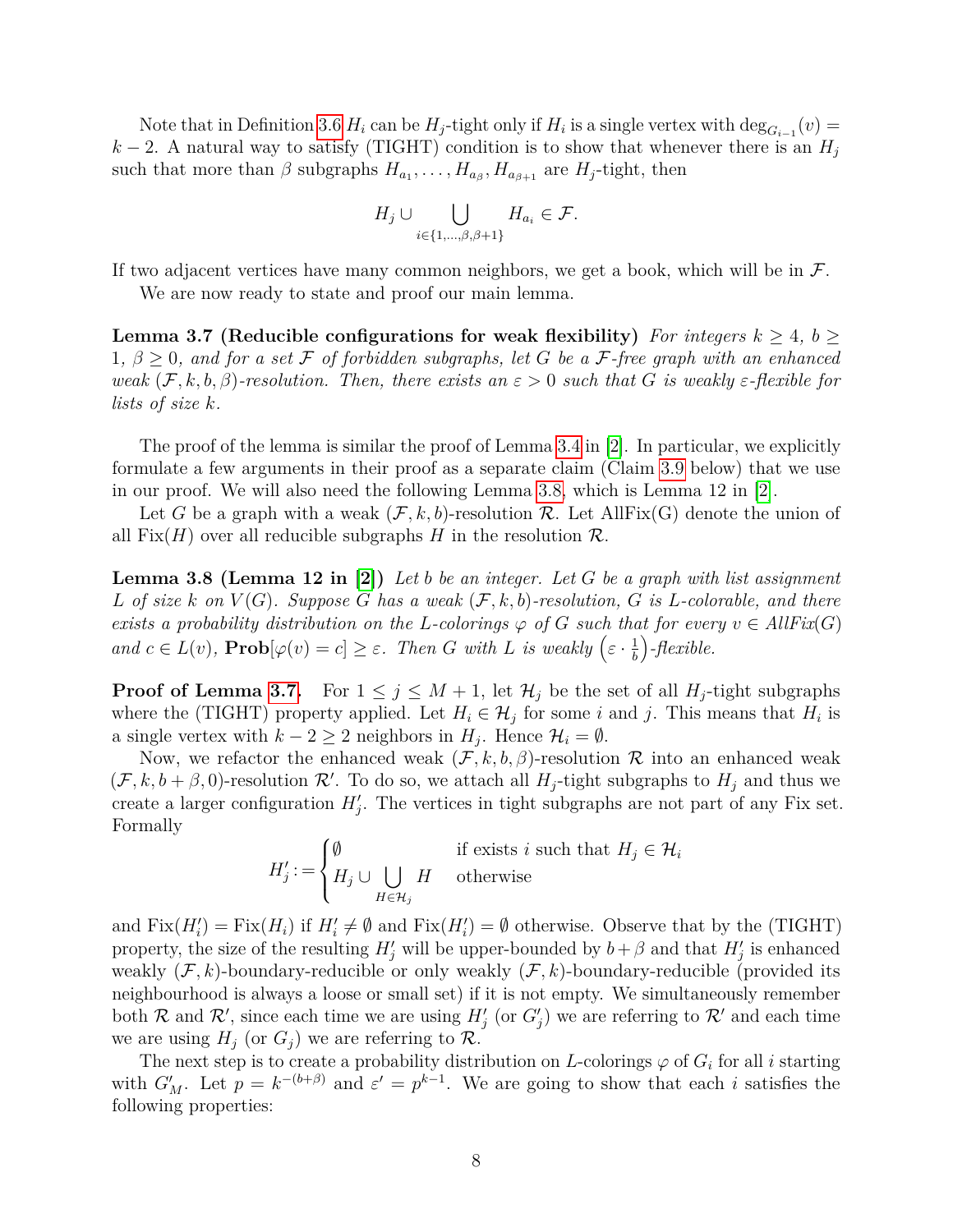Note that in Definition 3.6 $H_i$ can be $H_j$-tight only if $H_i$ is a single vertex with $\deg_{G_{i-1}}(v) = k-2$. A natural way to satisfy (TIGHT) condition is to show that whenever there is an $H_j$ such that more than $\beta$ subgraphs $H_{a_1}, \ldots, H_{a_\beta}, H_{a_{\beta+1}}$ are $H_j$-tight, then

$$H_j \cup \bigcup_{i \in \{1,\ldots,\beta,\beta+1\}} H_{a_i} \in \mathcal{F}.$$

If two adjacent vertices have many common neighbors, we get a book, which will be in $\mathcal{F}$.

We are now ready to state and proof our main lemma.

**Lemma 3.7 (Reducible configurations for weak flexibility)** *For integers $k \geq 4$, $b \geq 1$, $\beta \geq 0$, and for a set $\mathcal{F}$ of forbidden subgraphs, let $G$ be a $\mathcal{F}$-free graph with an enhanced weak $(\mathcal{F}, k, b, \beta)$-resolution. Then, there exists an $\varepsilon > 0$ such that $G$ is weakly $\varepsilon$-flexible for lists of size $k$.*

The proof of the lemma is similar the proof of Lemma 3.4 in [2]. In particular, we explicitly formulate a few arguments in their proof as a separate claim (Claim 3.9 below) that we use in our proof. We will also need the following Lemma 3.8, which is Lemma 12 in [2].

Let $G$ be a graph with a weak $(\mathcal{F}, k, b)$-resolution $\mathcal{R}$. Let AllFix(G) denote the union of all Fix($H$) over all reducible subgraphs $H$ in the resolution $\mathcal{R}$.

**Lemma 3.8 (Lemma 12 in [2])** *Let $b$ be an integer. Let $G$ be a graph with list assignment $L$ of size $k$ on $V(G)$. Suppose $G$ has a weak $(\mathcal{F}, k, b)$-resolution, $G$ is $L$-colorable, and there exists a probability distribution on the $L$-colorings $\varphi$ of $G$ such that for every $v \in AllFix(G)$ and $c \in L(v)$, $\mathbf{Prob}[\varphi(v) = c] \geq \varepsilon$. Then $G$ with $L$ is weakly $\left(\varepsilon \cdot \frac{1}{b}\right)$-flexible.*

**Proof of Lemma 3.7.** For $1 \leq j \leq M+1$, let $\mathcal{H}_j$ be the set of all $H_j$-tight subgraphs where the (TIGHT) property applied. Let $H_i \in \mathcal{H}_j$ for some $i$ and $j$. This means that $H_i$ is a single vertex with $k-2 \geq 2$ neighbors in $H_j$. Hence $\mathcal{H}_i = \emptyset$.

Now, we refactor the enhanced weak $(\mathcal{F}, k, b, \beta)$-resolution $\mathcal{R}$ into an enhanced weak $(\mathcal{F}, k, b+\beta, 0)$-resolution $\mathcal{R}'$. To do so, we attach all $H_j$-tight subgraphs to $H_j$ and thus we create a larger configuration $H'_j$. The vertices in tight subgraphs are not part of any Fix set. Formally

$$H'_j := \begin{cases} \emptyset & \text{if exists } i \text{ such that } H_j \in \mathcal{H}_i \\ H_j \cup \bigcup\limits_{H \in \mathcal{H}_j} H & \text{otherwise} \end{cases}$$

and $\text{Fix}(H'_i) = \text{Fix}(H_i)$ if $H'_i \neq \emptyset$ and $\text{Fix}(H'_i) = \emptyset$ otherwise. Observe that by the (TIGHT) property, the size of the resulting $H'_j$ will be upper-bounded by $b+\beta$ and that $H'_j$ is enhanced weakly $(\mathcal{F}, k)$-boundary-reducible or only weakly $(\mathcal{F}, k)$-boundary-reducible (provided its neighbourhood is always a loose or small set) if it is not empty. We simultaneously remember both $\mathcal{R}$ and $\mathcal{R}'$, since each time we are using $H'_j$ (or $G'_j$) we are referring to $\mathcal{R}'$ and each time we are using $H_j$ (or $G_j$) we are referring to $\mathcal{R}$.

The next step is to create a probability distribution on $L$-colorings $\varphi$ of $G_i$ for all $i$ starting with $G'_M$. Let $p = k^{-(b+\beta)}$ and $\varepsilon' = p^{k-1}$. We are going to show that each $i$ satisfies the following properties: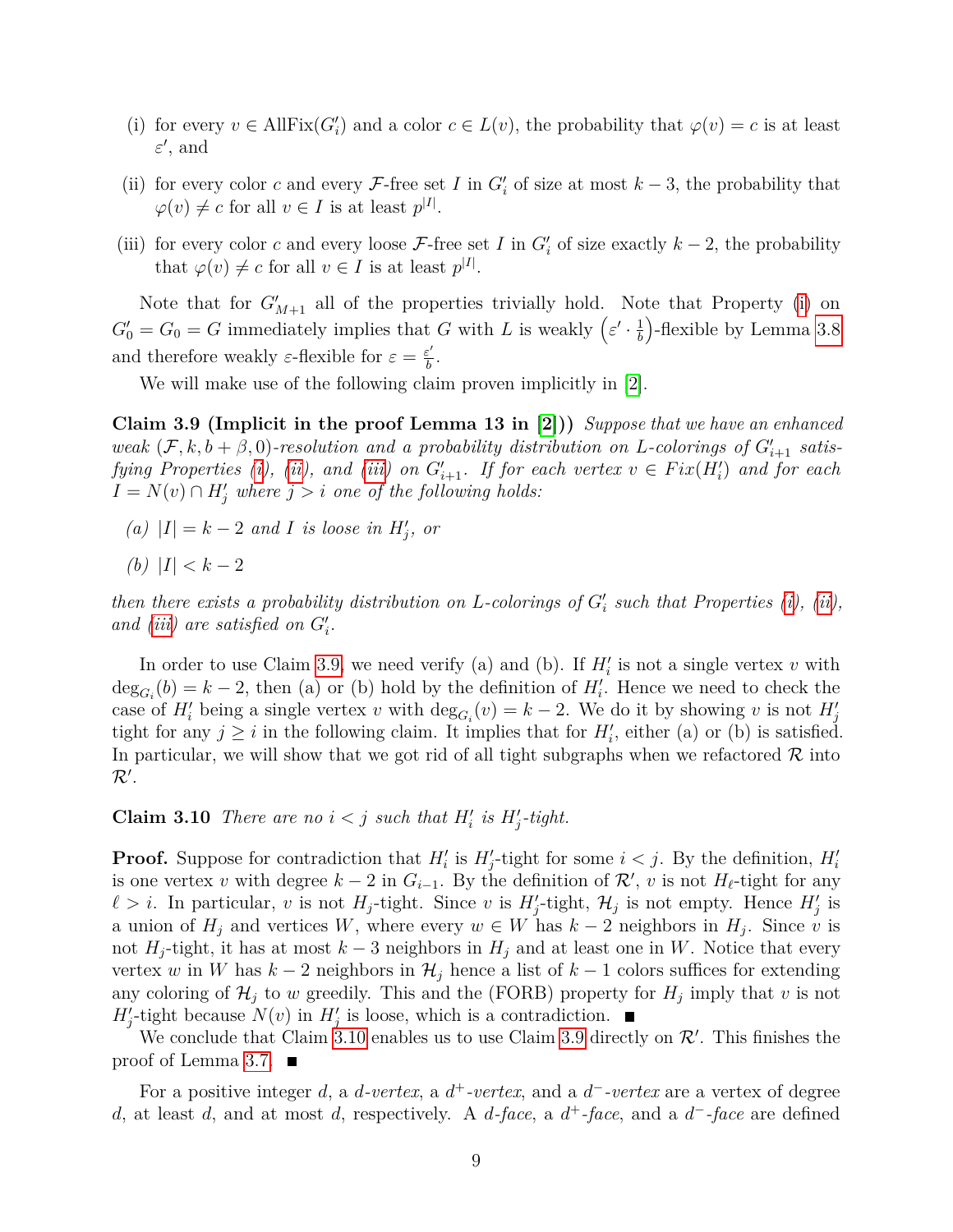(i) for every $v \in \text{AllFix}(G'_i)$ and a color $c \in L(v)$, the probability that $\varphi(v) = c$ is at least $\varepsilon'$, and

(ii) for every color $c$ and every $\mathcal{F}$-free set $I$ in $G'_i$ of size at most $k-3$, the probability that $\varphi(v) \neq c$ for all $v \in I$ is at least $p^{|I|}$.

(iii) for every color $c$ and every loose $\mathcal{F}$-free set $I$ in $G'_i$ of size exactly $k-2$, the probability that $\varphi(v) \neq c$ for all $v \in I$ is at least $p^{|I|}$.

Note that for $G'_{M+1}$ all of the properties trivially hold. Note that Property (i) on $G'_0 = G_0 = G$ immediately implies that $G$ with $L$ is weakly $\left(\varepsilon' \cdot \frac{1}{b}\right)$-flexible by Lemma 3.8 and therefore weakly $\varepsilon$-flexible for $\varepsilon = \frac{\varepsilon'}{b}$.

We will make use of the following claim proven implicitly in [2].

**Claim 3.9 (Implicit in the proof Lemma 13 in [2])** *Suppose that we have an enhanced weak $(\mathcal{F}, k, b+\beta, 0)$-resolution and a probability distribution on $L$-colorings of $G'_{i+1}$ satisfying Properties (i), (ii), and (iii) on $G'_{i+1}$. If for each vertex $v \in Fix(H'_i)$ and for each $I = N(v) \cap H'_j$ where $j > i$ one of the following holds:*

*(a) $|I| = k-2$ and $I$ is loose in $H'_j$, or*

*(b) $|I| < k-2$*

*then there exists a probability distribution on $L$-colorings of $G'_i$ such that Properties (i), (ii), and (iii) are satisfied on $G'_i$.*

In order to use Claim 3.9, we need verify (a) and (b). If $H'_i$ is not a single vertex $v$ with $\deg_{G_i}(b) = k-2$, then (a) or (b) hold by the definition of $H'_i$. Hence we need to check the case of $H'_i$ being a single vertex $v$ with $\deg_{G_i}(v) = k-2$. We do it by showing $v$ is not $H'_j$ tight for any $j \geq i$ in the following claim. It implies that for $H'_i$, either (a) or (b) is satisfied. In particular, we will show that we got rid of all tight subgraphs when we refactored $\mathcal{R}$ into $\mathcal{R}'$.

**Claim 3.10** *There are no $i < j$ such that $H'_i$ is $H'_j$-tight.*

**Proof.** Suppose for contradiction that $H'_i$ is $H'_j$-tight for some $i < j$. By the definition, $H'_i$ is one vertex $v$ with degree $k-2$ in $G_{i-1}$. By the definition of $\mathcal{R}'$, $v$ is not $H_\ell$-tight for any $\ell > i$. In particular, $v$ is not $H_j$-tight. Since $v$ is $H'_j$-tight, $\mathcal{H}_j$ is not empty. Hence $H'_j$ is a union of $H_j$ and vertices $W$, where every $w \in W$ has $k-2$ neighbors in $H_j$. Since $v$ is not $H_j$-tight, it has at most $k-3$ neighbors in $H_j$ and at least one in $W$. Notice that every vertex $w$ in $W$ has $k-2$ neighbors in $\mathcal{H}_j$ hence a list of $k-1$ colors suffices for extending any coloring of $\mathcal{H}_j$ to $w$ greedily. This and the (FORB) property for $H_j$ imply that $v$ is not $H'_j$-tight because $N(v)$ in $H'_j$ is loose, which is a contradiction. ∎

We conclude that Claim 3.10 enables us to use Claim 3.9 directly on $\mathcal{R}'$. This finishes the proof of Lemma 3.7. ∎

For a positive integer $d$, a *$d$-vertex*, a *$d^+$-vertex*, and a *$d^-$-vertex* are a vertex of degree $d$, at least $d$, and at most $d$, respectively. A *$d$-face*, a *$d^+$-face*, and a *$d^-$-face* are defined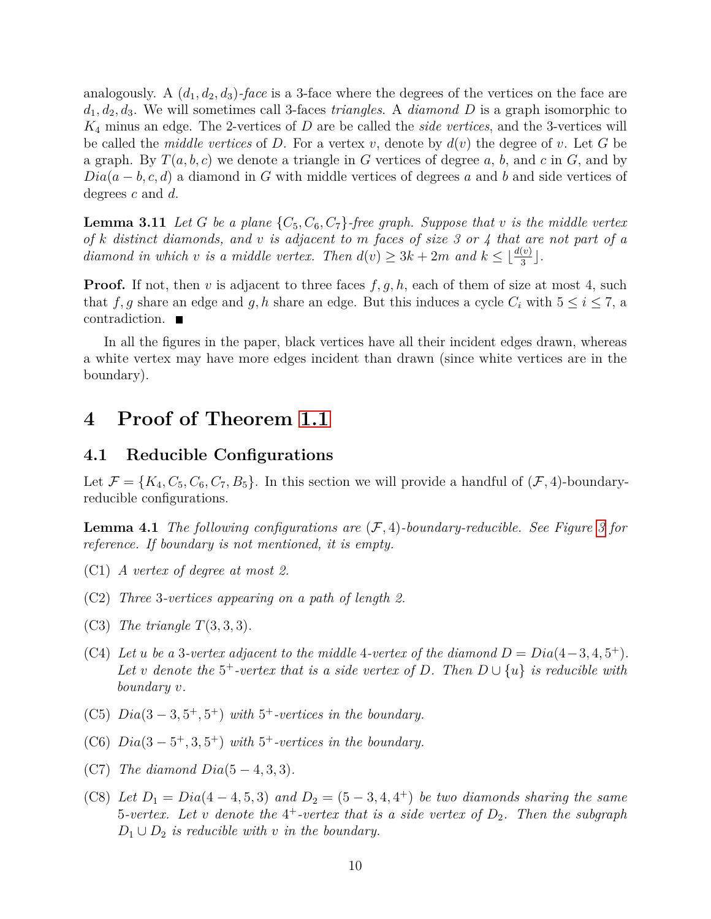analogously. A $(d_1, d_2, d_3)$-*face* is a 3-face where the degrees of the vertices on the face are $d_1, d_2, d_3$. We will sometimes call 3-faces *triangles*. A *diamond* $D$ is a graph isomorphic to $K_4$ minus an edge. The 2-vertices of $D$ are be called the *side vertices*, and the 3-vertices will be called the *middle vertices* of $D$. For a vertex $v$, denote by $d(v)$ the degree of $v$. Let $G$ be a graph. By $T(a, b, c)$ we denote a triangle in $G$ vertices of degree $a$, $b$, and $c$ in $G$, and by $Dia(a - b, c, d)$ a diamond in $G$ with middle vertices of degrees $a$ and $b$ and side vertices of degrees $c$ and $d$.

**Lemma 3.11** *Let $G$ be a plane $\{C_5, C_6, C_7\}$-free graph. Suppose that $v$ is the middle vertex of $k$ distinct diamonds, and $v$ is adjacent to $m$ faces of size 3 or 4 that are not part of a diamond in which $v$ is a middle vertex. Then $d(v) \geq 3k + 2m$ and $k \leq \lfloor \frac{d(v)}{3} \rfloor$.*

**Proof.** If not, then $v$ is adjacent to three faces $f, g, h$, each of them of size at most 4, such that $f, g$ share an edge and $g, h$ share an edge. But this induces a cycle $C_i$ with $5 \leq i \leq 7$, a contradiction. ■

In all the figures in the paper, black vertices have all their incident edges drawn, whereas a white vertex may have more edges incident than drawn (since white vertices are in the boundary).

# 4 Proof of Theorem 1.1

## 4.1 Reducible Configurations

Let $\mathcal{F} = \{K_4, C_5, C_6, C_7, B_5\}$. In this section we will provide a handful of $(\mathcal{F}, 4)$-boundary-reducible configurations.

**Lemma 4.1** *The following configurations are $(\mathcal{F}, 4)$-boundary-reducible. See Figure 3 for reference. If boundary is not mentioned, it is empty.*

- (C1) *A vertex of degree at most 2.*
- (C2) *Three 3-vertices appearing on a path of length 2.*
- (C3) *The triangle $T(3, 3, 3)$.*
- (C4) *Let $u$ be a 3-vertex adjacent to the middle 4-vertex of the diamond $D = Dia(4-3, 4, 5^+)$. Let $v$ denote the $5^+$-vertex that is a side vertex of $D$. Then $D \cup \{u\}$ is reducible with boundary $v$.*
- (C5) *$Dia(3 - 3, 5^+, 5^+)$ with $5^+$-vertices in the boundary.*
- (C6) *$Dia(3 - 5^+, 3, 5^+)$ with $5^+$-vertices in the boundary.*
- (C7) *The diamond $Dia(5 - 4, 3, 3)$.*
- (C8) *Let $D_1 = Dia(4 - 4, 5, 3)$ and $D_2 = (5 - 3, 4, 4^+)$ be two diamonds sharing the same 5-vertex. Let $v$ denote the $4^+$-vertex that is a side vertex of $D_2$. Then the subgraph $D_1 \cup D_2$ is reducible with $v$ in the boundary.*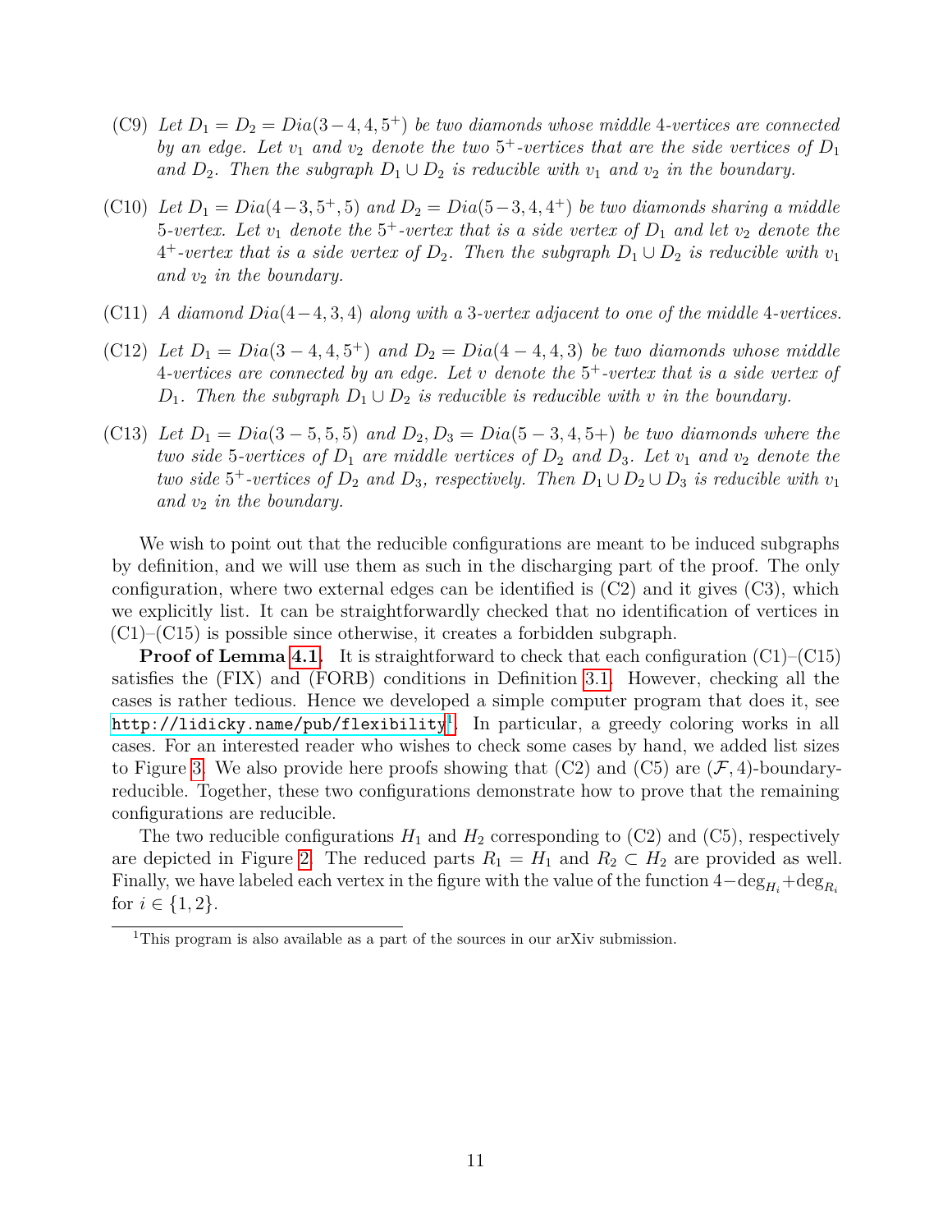(C9) *Let $D_1 = D_2 = Dia(3-4, 4, 5^+)$ be two diamonds whose middle 4-vertices are connected by an edge. Let $v_1$ and $v_2$ denote the two $5^+$-vertices that are the side vertices of $D_1$ and $D_2$. Then the subgraph $D_1 \cup D_2$ is reducible with $v_1$ and $v_2$ in the boundary.*

(C10) *Let $D_1 = Dia(4-3, 5^+, 5)$ and $D_2 = Dia(5-3, 4, 4^+)$ be two diamonds sharing a middle 5-vertex. Let $v_1$ denote the $5^+$-vertex that is a side vertex of $D_1$ and let $v_2$ denote the $4^+$-vertex that is a side vertex of $D_2$. Then the subgraph $D_1 \cup D_2$ is reducible with $v_1$ and $v_2$ in the boundary.*

(C11) *A diamond $Dia(4-4, 3, 4)$ along with a 3-vertex adjacent to one of the middle 4-vertices.*

(C12) *Let $D_1 = Dia(3-4, 4, 5^+)$ and $D_2 = Dia(4-4, 4, 3)$ be two diamonds whose middle 4-vertices are connected by an edge. Let $v$ denote the $5^+$-vertex that is a side vertex of $D_1$. Then the subgraph $D_1 \cup D_2$ is reducible is reducible with $v$ in the boundary.*

(C13) *Let $D_1 = Dia(3-5, 5, 5)$ and $D_2, D_3 = Dia(5-3, 4, 5+)$ be two diamonds where the two side 5-vertices of $D_1$ are middle vertices of $D_2$ and $D_3$. Let $v_1$ and $v_2$ denote the two side $5^+$-vertices of $D_2$ and $D_3$, respectively. Then $D_1 \cup D_2 \cup D_3$ is reducible with $v_1$ and $v_2$ in the boundary.*

We wish to point out that the reducible configurations are meant to be induced subgraphs by definition, and we will use them as such in the discharging part of the proof. The only configuration, where two external edges can be identified is (C2) and it gives (C3), which we explicitly list. It can be straightforwardly checked that no identification of vertices in (C1)–(C15) is possible since otherwise, it creates a forbidden subgraph.

**Proof of Lemma 4.1.** It is straightforward to check that each configuration (C1)–(C15) satisfies the (FIX) and (FORB) conditions in Definition 3.1. However, checking all the cases is rather tedious. Hence we developed a simple computer program that does it, see `http://lidicky.name/pub/flexibility`[1]. In particular, a greedy coloring works in all cases. For an interested reader who wishes to check some cases by hand, we added list sizes to Figure 3. We also provide here proofs showing that (C2) and (C5) are $(\mathcal{F}, 4)$-boundary-reducible. Together, these two configurations demonstrate how to prove that the remaining configurations are reducible.

The two reducible configurations $H_1$ and $H_2$ corresponding to (C2) and (C5), respectively are depicted in Figure 2. The reduced parts $R_1 = H_1$ and $R_2 \subset H_2$ are provided as well. Finally, we have labeled each vertex in the figure with the value of the function $4-\deg_{H_i}+\deg_{R_i}$ for $i \in \{1, 2\}$.

[1]This program is also available as a part of the sources in our arXiv submission.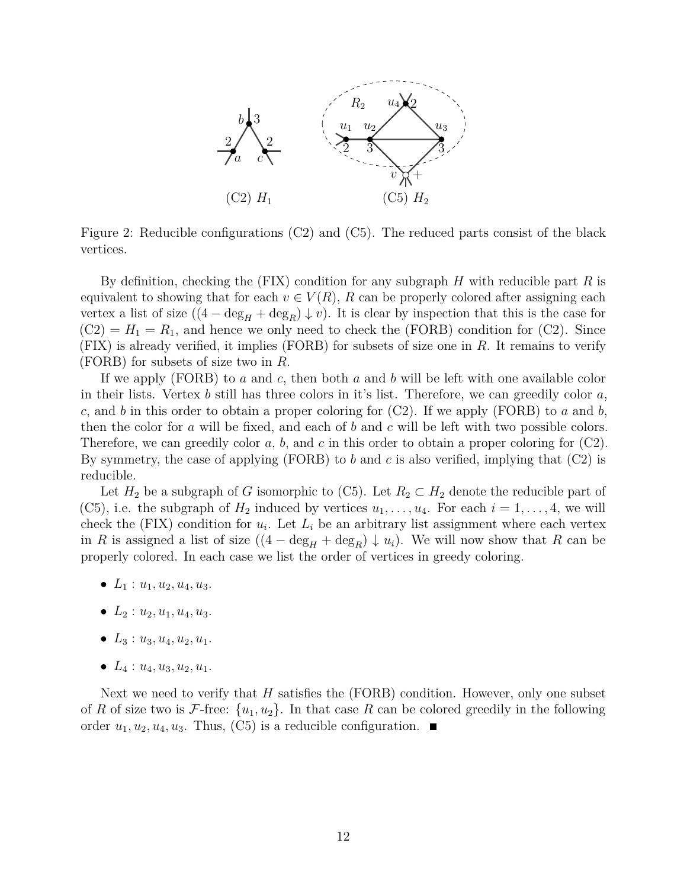(C2) $H_1$ (C5) $H_2$

Figure 2: Reducible configurations (C2) and (C5). The reduced parts consist of the black vertices.

By definition, checking the (FIX) condition for any subgraph $H$ with reducible part $R$ is equivalent to showing that for each $v \in V(R)$, $R$ can be properly colored after assigning each vertex a list of size $((4 - \deg_H + \deg_R) \downarrow v)$. It is clear by inspection that this is the case for (C2) $= H_1 = R_1$, and hence we only need to check the (FORB) condition for (C2). Since (FIX) is already verified, it implies (FORB) for subsets of size one in $R$. It remains to verify (FORB) for subsets of size two in $R$.

If we apply (FORB) to $a$ and $c$, then both $a$ and $b$ will be left with one available color in their lists. Vertex $b$ still has three colors in it's list. Therefore, we can greedily color $a$, $c$, and $b$ in this order to obtain a proper coloring for (C2). If we apply (FORB) to $a$ and $b$, then the color for $a$ will be fixed, and each of $b$ and $c$ will be left with two possible colors. Therefore, we can greedily color $a$, $b$, and $c$ in this order to obtain a proper coloring for (C2). By symmetry, the case of applying (FORB) to $b$ and $c$ is also verified, implying that (C2) is reducible.

Let $H_2$ be a subgraph of $G$ isomorphic to (C5). Let $R_2 \subset H_2$ denote the reducible part of (C5), i.e. the subgraph of $H_2$ induced by vertices $u_1, \ldots, u_4$. For each $i = 1, \ldots, 4$, we will check the (FIX) condition for $u_i$. Let $L_i$ be an arbitrary list assignment where each vertex in $R$ is assigned a list of size $((4 - \deg_H + \deg_R) \downarrow u_i)$. We will now show that $R$ can be properly colored. In each case we list the order of vertices in greedy coloring.

- $L_1 : u_1, u_2, u_4, u_3$.
- $L_2 : u_2, u_1, u_4, u_3$.
- $L_3 : u_3, u_4, u_2, u_1$.
- $L_4 : u_4, u_3, u_2, u_1$.

Next we need to verify that $H$ satisfies the (FORB) condition. However, only one subset of $R$ of size two is $\mathcal{F}$-free: $\{u_1, u_2\}$. In that case $R$ can be colored greedily in the following order $u_1, u_2, u_4, u_3$. Thus, (C5) is a reducible configuration. ■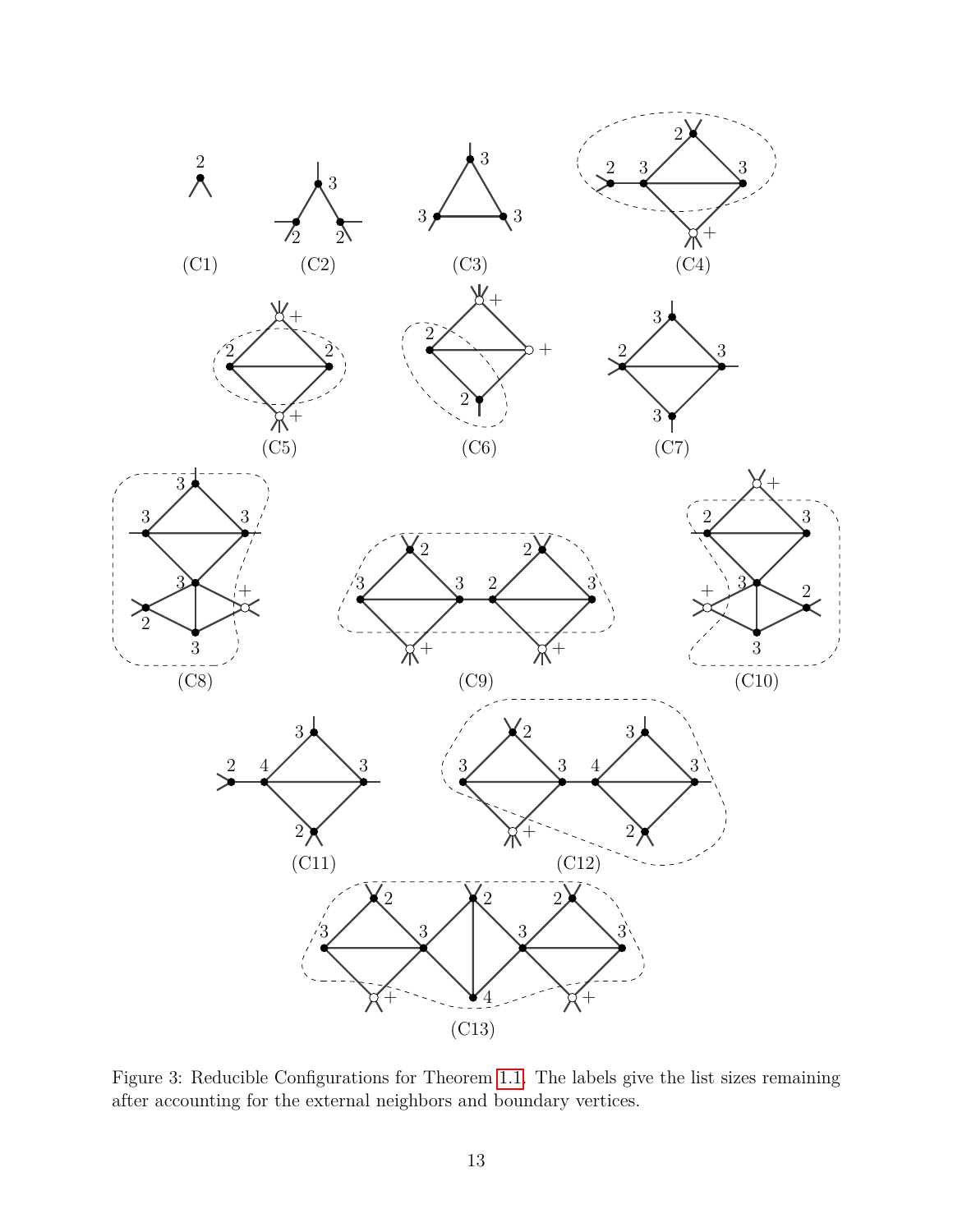Figure 3: Reducible Configurations for Theorem 1.1. The labels give the list sizes remaining after accounting for the external neighbors and boundary vertices.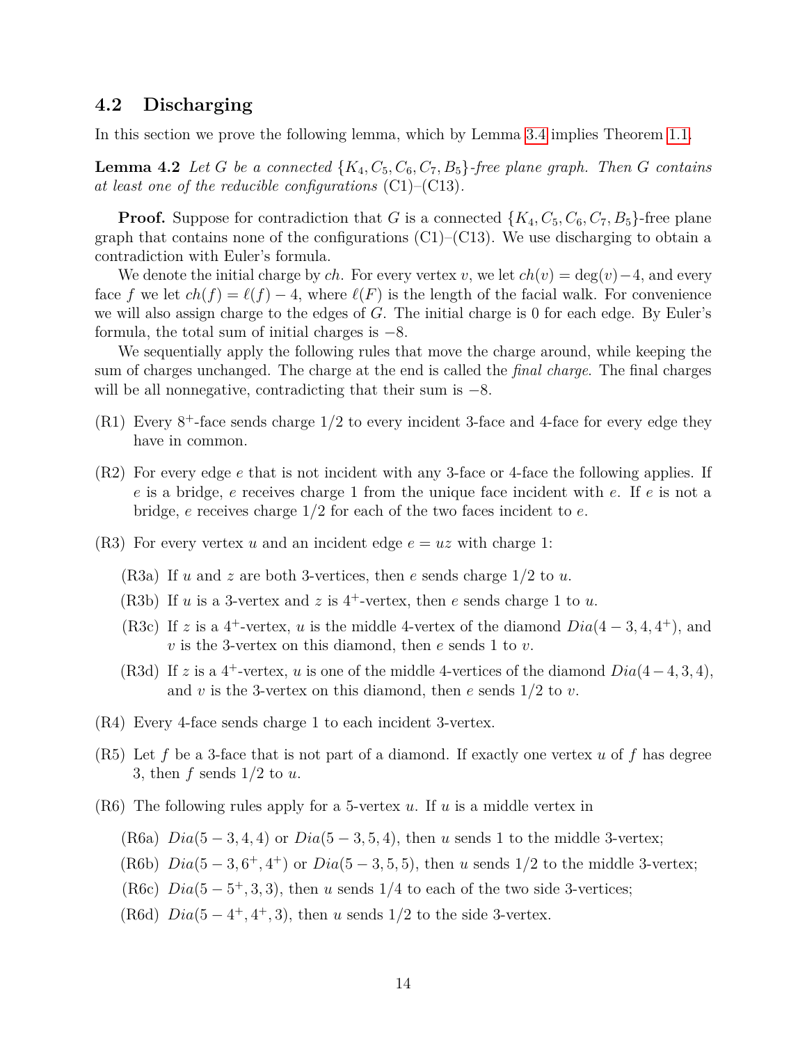## 4.2 Discharging

In this section we prove the following lemma, which by Lemma 3.4 implies Theorem 1.1.

**Lemma 4.2** *Let $G$ be a connected $\{K_4, C_5, C_6, C_7, B_5\}$-free plane graph. Then $G$ contains at least one of the reducible configurations* (C1)–(C13).

**Proof.** Suppose for contradiction that $G$ is a connected $\{K_4, C_5, C_6, C_7, B_5\}$-free plane graph that contains none of the configurations (C1)–(C13). We use discharging to obtain a contradiction with Euler's formula.

We denote the initial charge by $ch$. For every vertex $v$, we let $ch(v) = \deg(v) - 4$, and every face $f$ we let $ch(f) = \ell(f) - 4$, where $\ell(F)$ is the length of the facial walk. For convenience we will also assign charge to the edges of $G$. The initial charge is 0 for each edge. By Euler's formula, the total sum of initial charges is $-8$.

We sequentially apply the following rules that move the charge around, while keeping the sum of charges unchanged. The charge at the end is called the *final charge*. The final charges will be all nonnegative, contradicting that their sum is $-8$.

- (R1) Every $8^+$-face sends charge $1/2$ to every incident 3-face and 4-face for every edge they have in common.
- (R2) For every edge $e$ that is not incident with any 3-face or 4-face the following applies. If $e$ is a bridge, $e$ receives charge 1 from the unique face incident with $e$. If $e$ is not a bridge, $e$ receives charge $1/2$ for each of the two faces incident to $e$.
- (R3) For every vertex $u$ and an incident edge $e = uz$ with charge 1:
  - (R3a) If $u$ and $z$ are both 3-vertices, then $e$ sends charge $1/2$ to $u$.
  - (R3b) If $u$ is a 3-vertex and $z$ is $4^+$-vertex, then $e$ sends charge 1 to $u$.
  - (R3c) If $z$ is a $4^+$-vertex, $u$ is the middle 4-vertex of the diamond $Dia(4-3, 4, 4^+)$, and $v$ is the 3-vertex on this diamond, then $e$ sends 1 to $v$.
  - (R3d) If $z$ is a $4^+$-vertex, $u$ is one of the middle 4-vertices of the diamond $Dia(4-4, 3, 4)$, and $v$ is the 3-vertex on this diamond, then $e$ sends $1/2$ to $v$.
- (R4) Every 4-face sends charge 1 to each incident 3-vertex.
- (R5) Let $f$ be a 3-face that is not part of a diamond. If exactly one vertex $u$ of $f$ has degree 3, then $f$ sends $1/2$ to $u$.
- (R6) The following rules apply for a 5-vertex $u$. If $u$ is a middle vertex in
  - (R6a) $Dia(5-3, 4, 4)$ or $Dia(5-3, 5, 4)$, then $u$ sends 1 to the middle 3-vertex;
  - (R6b) $Dia(5-3, 6^+, 4^+)$ or $Dia(5-3, 5, 5)$, then $u$ sends $1/2$ to the middle 3-vertex;
  - (R6c) $Dia(5-5^+, 3, 3)$, then $u$ sends $1/4$ to each of the two side 3-vertices;
  - (R6d) $Dia(5-4^+, 4^+, 3)$, then $u$ sends $1/2$ to the side 3-vertex.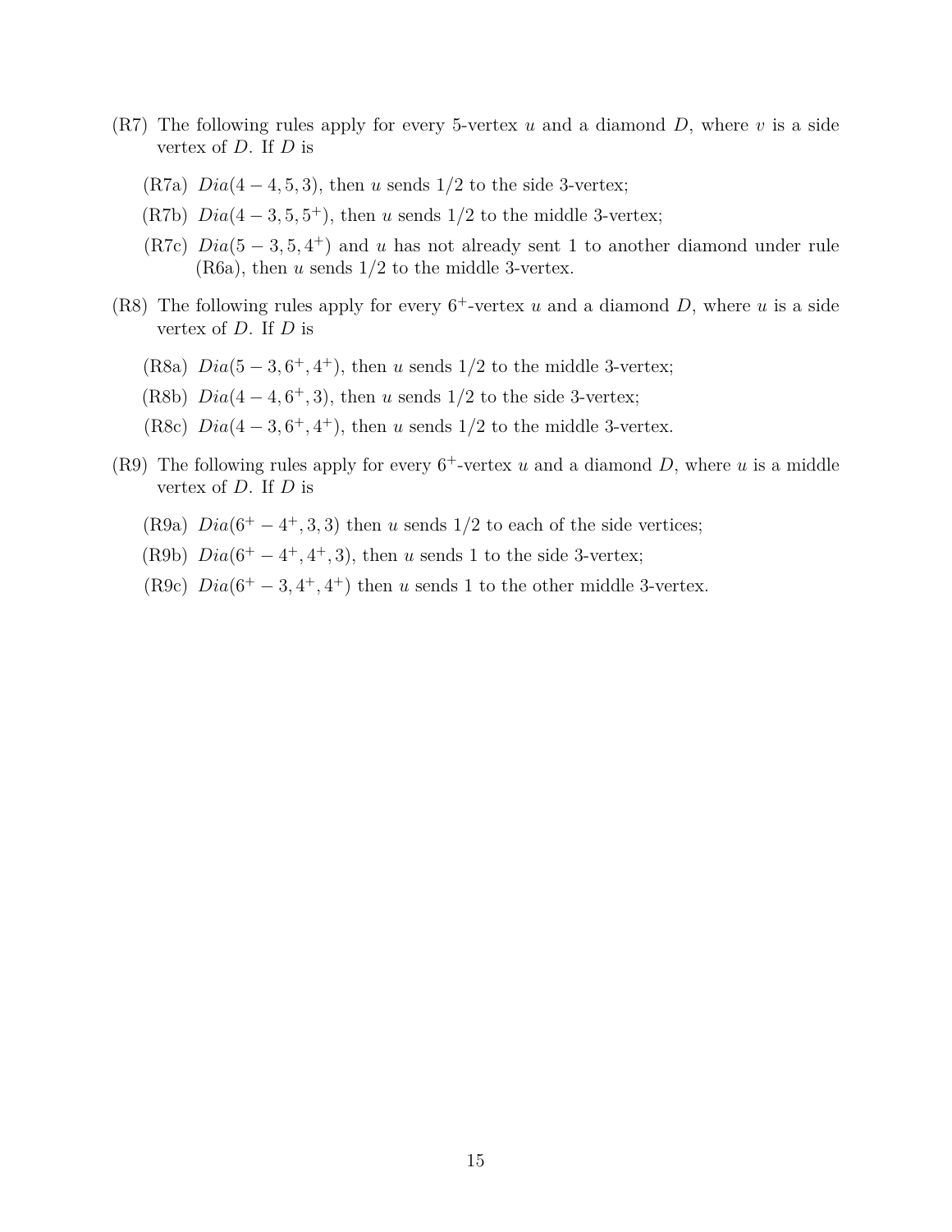- (R7) The following rules apply for every 5-vertex $u$ and a diamond $D$, where $v$ is a side vertex of $D$. If $D$ is
  - (R7a) $Dia(4-4, 5, 3)$, then $u$ sends 1/2 to the side 3-vertex;
  - (R7b) $Dia(4-3, 5, 5^+)$, then $u$ sends 1/2 to the middle 3-vertex;
  - (R7c) $Dia(5-3, 5, 4^+)$ and $u$ has not already sent 1 to another diamond under rule (R6a), then $u$ sends 1/2 to the middle 3-vertex.
- (R8) The following rules apply for every $6^+$-vertex $u$ and a diamond $D$, where $u$ is a side vertex of $D$. If $D$ is
  - (R8a) $Dia(5-3, 6^+, 4^+)$, then $u$ sends 1/2 to the middle 3-vertex;
  - (R8b) $Dia(4-4, 6^+, 3)$, then $u$ sends 1/2 to the side 3-vertex;
  - (R8c) $Dia(4-3, 6^+, 4^+)$, then $u$ sends 1/2 to the middle 3-vertex.
- (R9) The following rules apply for every $6^+$-vertex $u$ and a diamond $D$, where $u$ is a middle vertex of $D$. If $D$ is
  - (R9a) $Dia(6^+-4^+, 3, 3)$ then $u$ sends 1/2 to each of the side vertices;
  - (R9b) $Dia(6^+-4^+, 4^+, 3)$, then $u$ sends 1 to the side 3-vertex;
  - (R9c) $Dia(6^+-3, 4^+, 4^+)$ then $u$ sends 1 to the other middle 3-vertex.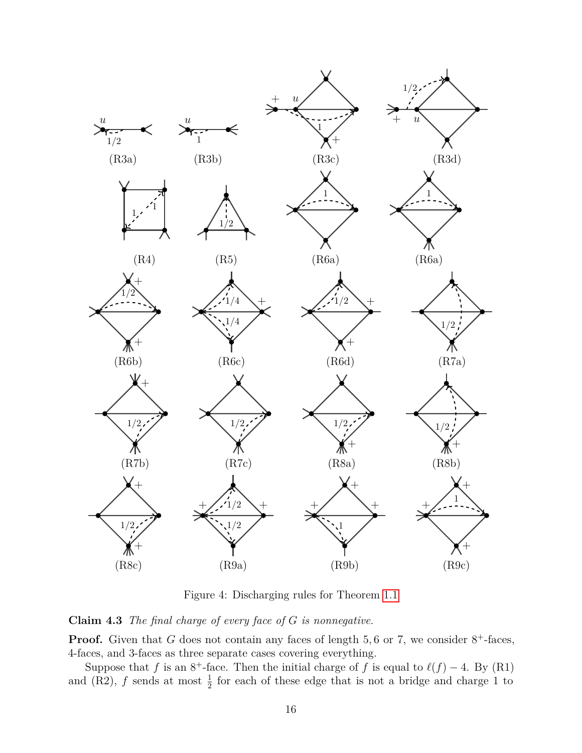Figure 4: Discharging rules for Theorem 1.1

**Claim 4.3** *The final charge of every face of $G$ is nonnegative.*

**Proof.** Given that $G$ does not contain any faces of length $5, 6$ or $7$, we consider $8^+$-faces, 4-faces, and 3-faces as three separate cases covering everything.

Suppose that $f$ is an $8^+$-face. Then the initial charge of $f$ is equal to $\ell(f) - 4$. By (R1) and (R2), $f$ sends at most $\frac{1}{2}$ for each of these edge that is not a bridge and charge 1 to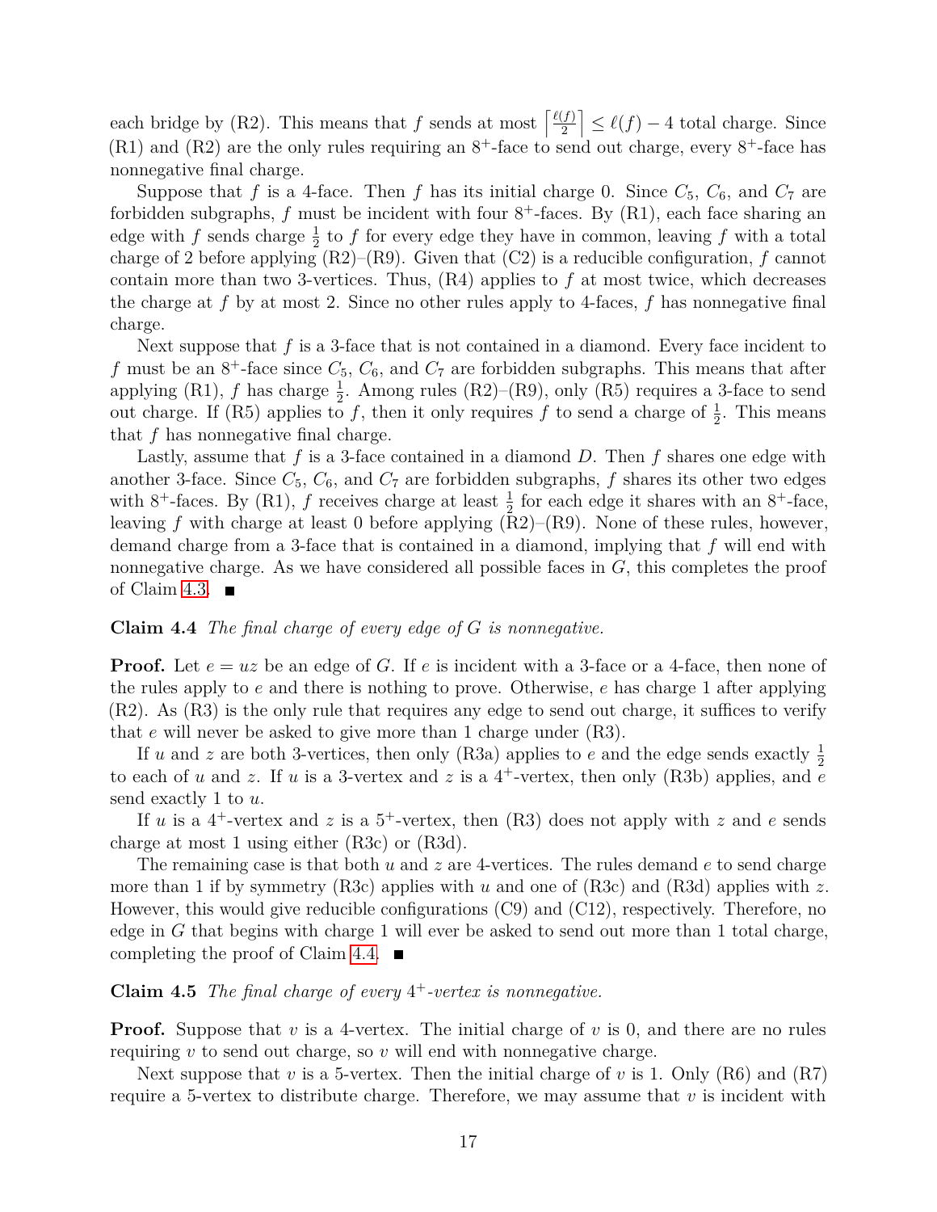each bridge by (R2). This means that $f$ sends at most $\left\lceil \frac{\ell(f)}{2} \right\rceil \leq \ell(f) - 4$ total charge. Since (R1) and (R2) are the only rules requiring an $8^+$-face to send out charge, every $8^+$-face has nonnegative final charge.

Suppose that $f$ is a 4-face. Then $f$ has its initial charge 0. Since $C_5$, $C_6$, and $C_7$ are forbidden subgraphs, $f$ must be incident with four $8^+$-faces. By (R1), each face sharing an edge with $f$ sends charge $\frac{1}{2}$ to $f$ for every edge they have in common, leaving $f$ with a total charge of 2 before applying (R2)–(R9). Given that (C2) is a reducible configuration, $f$ cannot contain more than two 3-vertices. Thus, (R4) applies to $f$ at most twice, which decreases the charge at $f$ by at most 2. Since no other rules apply to 4-faces, $f$ has nonnegative final charge.

Next suppose that $f$ is a 3-face that is not contained in a diamond. Every face incident to $f$ must be an $8^+$-face since $C_5$, $C_6$, and $C_7$ are forbidden subgraphs. This means that after applying (R1), $f$ has charge $\frac{1}{2}$. Among rules (R2)–(R9), only (R5) requires a 3-face to send out charge. If (R5) applies to $f$, then it only requires $f$ to send a charge of $\frac{1}{2}$. This means that $f$ has nonnegative final charge.

Lastly, assume that $f$ is a 3-face contained in a diamond $D$. Then $f$ shares one edge with another 3-face. Since $C_5$, $C_6$, and $C_7$ are forbidden subgraphs, $f$ shares its other two edges with $8^+$-faces. By (R1), $f$ receives charge at least $\frac{1}{2}$ for each edge it shares with an $8^+$-face, leaving $f$ with charge at least 0 before applying (R2)–(R9). None of these rules, however, demand charge from a 3-face that is contained in a diamond, implying that $f$ will end with nonnegative charge. As we have considered all possible faces in $G$, this completes the proof of Claim 4.3. ∎

**Claim 4.4** *The final charge of every edge of $G$ is nonnegative.*

**Proof.** Let $e = uz$ be an edge of $G$. If $e$ is incident with a 3-face or a 4-face, then none of the rules apply to $e$ and there is nothing to prove. Otherwise, $e$ has charge 1 after applying (R2). As (R3) is the only rule that requires any edge to send out charge, it suffices to verify that $e$ will never be asked to give more than 1 charge under (R3).

If $u$ and $z$ are both 3-vertices, then only (R3a) applies to $e$ and the edge sends exactly $\frac{1}{2}$ to each of $u$ and $z$. If $u$ is a 3-vertex and $z$ is a $4^+$-vertex, then only (R3b) applies, and $e$ send exactly 1 to $u$.

If $u$ is a $4^+$-vertex and $z$ is a $5^+$-vertex, then (R3) does not apply with $z$ and $e$ sends charge at most 1 using either (R3c) or (R3d).

The remaining case is that both $u$ and $z$ are 4-vertices. The rules demand $e$ to send charge more than 1 if by symmetry (R3c) applies with $u$ and one of (R3c) and (R3d) applies with $z$. However, this would give reducible configurations (C9) and (C12), respectively. Therefore, no edge in $G$ that begins with charge 1 will ever be asked to send out more than 1 total charge, completing the proof of Claim 4.4. ∎

**Claim 4.5** *The final charge of every $4^+$-vertex is nonnegative.*

**Proof.** Suppose that $v$ is a 4-vertex. The initial charge of $v$ is 0, and there are no rules requiring $v$ to send out charge, so $v$ will end with nonnegative charge.

Next suppose that $v$ is a 5-vertex. Then the initial charge of $v$ is 1. Only (R6) and (R7) require a 5-vertex to distribute charge. Therefore, we may assume that $v$ is incident with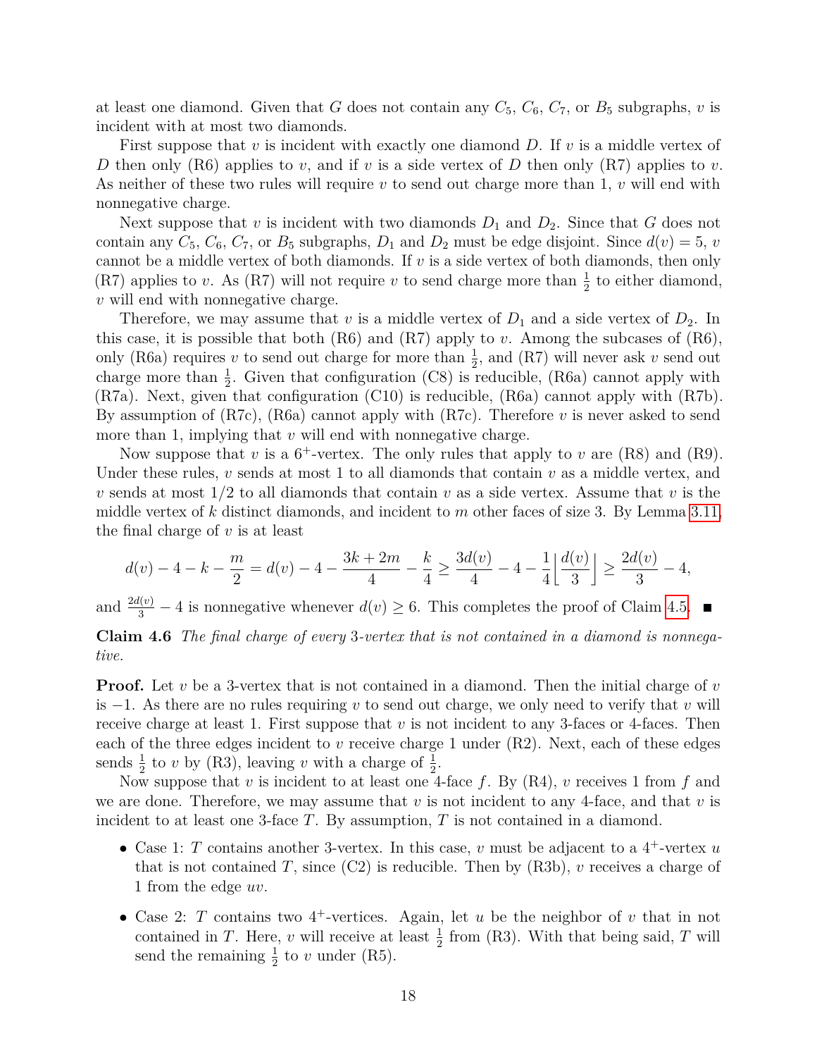at least one diamond. Given that $G$ does not contain any $C_5$, $C_6$, $C_7$, or $B_5$ subgraphs, $v$ is incident with at most two diamonds.

First suppose that $v$ is incident with exactly one diamond $D$. If $v$ is a middle vertex of $D$ then only (R6) applies to $v$, and if $v$ is a side vertex of $D$ then only (R7) applies to $v$. As neither of these two rules will require $v$ to send out charge more than 1, $v$ will end with nonnegative charge.

Next suppose that $v$ is incident with two diamonds $D_1$ and $D_2$. Since that $G$ does not contain any $C_5$, $C_6$, $C_7$, or $B_5$ subgraphs, $D_1$ and $D_2$ must be edge disjoint. Since $d(v) = 5$, $v$ cannot be a middle vertex of both diamonds. If $v$ is a side vertex of both diamonds, then only (R7) applies to $v$. As (R7) will not require $v$ to send charge more than $\frac{1}{2}$ to either diamond, $v$ will end with nonnegative charge.

Therefore, we may assume that $v$ is a middle vertex of $D_1$ and a side vertex of $D_2$. In this case, it is possible that both (R6) and (R7) apply to $v$. Among the subcases of (R6), only (R6a) requires $v$ to send out charge for more than $\frac{1}{2}$, and (R7) will never ask $v$ send out charge more than $\frac{1}{2}$. Given that configuration (C8) is reducible, (R6a) cannot apply with (R7a). Next, given that configuration (C10) is reducible, (R6a) cannot apply with (R7b). By assumption of (R7c), (R6a) cannot apply with (R7c). Therefore $v$ is never asked to send more than 1, implying that $v$ will end with nonnegative charge.

Now suppose that $v$ is a $6^+$-vertex. The only rules that apply to $v$ are (R8) and (R9). Under these rules, $v$ sends at most 1 to all diamonds that contain $v$ as a middle vertex, and $v$ sends at most $1/2$ to all diamonds that contain $v$ as a side vertex. Assume that $v$ is the middle vertex of $k$ distinct diamonds, and incident to $m$ other faces of size 3. By Lemma 3.11, the final charge of $v$ is at least

$$d(v) - 4 - k - \frac{m}{2} = d(v) - 4 - \frac{3k + 2m}{4} - \frac{k}{4} \geq \frac{3d(v)}{4} - 4 - \frac{1}{4}\left\lfloor \frac{d(v)}{3} \right\rfloor \geq \frac{2d(v)}{3} - 4,$$

and $\frac{2d(v)}{3} - 4$ is nonnegative whenever $d(v) \geq 6$. This completes the proof of Claim 4.5. ∎

**Claim 4.6** *The final charge of every* 3*-vertex that is not contained in a diamond is nonnegative.*

**Proof.** Let $v$ be a 3-vertex that is not contained in a diamond. Then the initial charge of $v$ is $-1$. As there are no rules requiring $v$ to send out charge, we only need to verify that $v$ will receive charge at least 1. First suppose that $v$ is not incident to any 3-faces or 4-faces. Then each of the three edges incident to $v$ receive charge 1 under (R2). Next, each of these edges sends $\frac{1}{2}$ to $v$ by (R3), leaving $v$ with a charge of $\frac{1}{2}$.

Now suppose that $v$ is incident to at least one 4-face $f$. By (R4), $v$ receives 1 from $f$ and we are done. Therefore, we may assume that $v$ is not incident to any 4-face, and that $v$ is incident to at least one 3-face $T$. By assumption, $T$ is not contained in a diamond.

- Case 1: $T$ contains another 3-vertex. In this case, $v$ must be adjacent to a $4^+$-vertex $u$ that is not contained $T$, since (C2) is reducible. Then by (R3b), $v$ receives a charge of 1 from the edge $uv$.
- Case 2: $T$ contains two $4^+$-vertices. Again, let $u$ be the neighbor of $v$ that in not contained in $T$. Here, $v$ will receive at least $\frac{1}{2}$ from (R3). With that being said, $T$ will send the remaining $\frac{1}{2}$ to $v$ under (R5).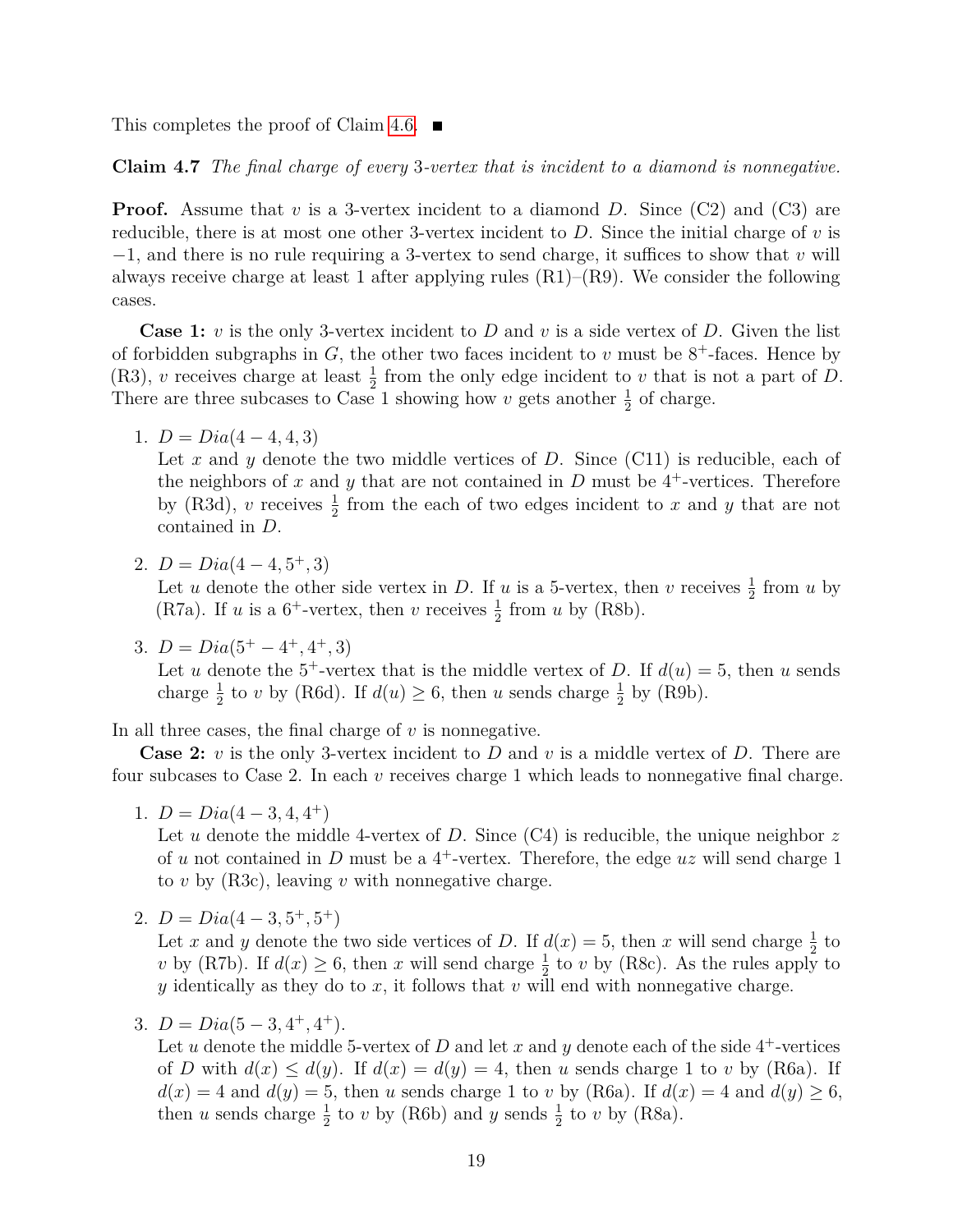This completes the proof of Claim 4.6. ■

**Claim 4.7** *The final charge of every* 3*-vertex that is incident to a diamond is nonnegative.*

**Proof.** Assume that $v$ is a 3-vertex incident to a diamond $D$. Since (C2) and (C3) are reducible, there is at most one other 3-vertex incident to $D$. Since the initial charge of $v$ is $-1$, and there is no rule requiring a 3-vertex to send charge, it suffices to show that $v$ will always receive charge at least 1 after applying rules (R1)–(R9). We consider the following cases.

**Case 1:** $v$ is the only 3-vertex incident to $D$ and $v$ is a side vertex of $D$. Given the list of forbidden subgraphs in $G$, the other two faces incident to $v$ must be $8^+$-faces. Hence by (R3), $v$ receives charge at least $\frac{1}{2}$ from the only edge incident to $v$ that is not a part of $D$. There are three subcases to Case 1 showing how $v$ gets another $\frac{1}{2}$ of charge.

1. $D = Dia(4-4, 4, 3)$
   Let $x$ and $y$ denote the two middle vertices of $D$. Since (C11) is reducible, each of the neighbors of $x$ and $y$ that are not contained in $D$ must be $4^+$-vertices. Therefore by (R3d), $v$ receives $\frac{1}{2}$ from the each of two edges incident to $x$ and $y$ that are not contained in $D$.

2. $D = Dia(4-4, 5^+, 3)$
   Let $u$ denote the other side vertex in $D$. If $u$ is a 5-vertex, then $v$ receives $\frac{1}{2}$ from $u$ by (R7a). If $u$ is a $6^+$-vertex, then $v$ receives $\frac{1}{2}$ from $u$ by (R8b).

3. $D = Dia(5^+-4^+, 4^+, 3)$
   Let $u$ denote the $5^+$-vertex that is the middle vertex of $D$. If $d(u) = 5$, then $u$ sends charge $\frac{1}{2}$ to $v$ by (R6d). If $d(u) \geq 6$, then $u$ sends charge $\frac{1}{2}$ by (R9b).

In all three cases, the final charge of $v$ is nonnegative.

**Case 2:** $v$ is the only 3-vertex incident to $D$ and $v$ is a middle vertex of $D$. There are four subcases to Case 2. In each $v$ receives charge 1 which leads to nonnegative final charge.

1. $D = Dia(4-3, 4, 4^+)$
   Let $u$ denote the middle 4-vertex of $D$. Since (C4) is reducible, the unique neighbor $z$ of $u$ not contained in $D$ must be a $4^+$-vertex. Therefore, the edge $uz$ will send charge 1 to $v$ by (R3c), leaving $v$ with nonnegative charge.

2. $D = Dia(4-3, 5^+, 5^+)$
   Let $x$ and $y$ denote the two side vertices of $D$. If $d(x) = 5$, then $x$ will send charge $\frac{1}{2}$ to $v$ by (R7b). If $d(x) \geq 6$, then $x$ will send charge $\frac{1}{2}$ to $v$ by (R8c). As the rules apply to $y$ identically as they do to $x$, it follows that $v$ will end with nonnegative charge.

3. $D = Dia(5-3, 4^+, 4^+)$.
   Let $u$ denote the middle 5-vertex of $D$ and let $x$ and $y$ denote each of the side $4^+$-vertices of $D$ with $d(x) \leq d(y)$. If $d(x) = d(y) = 4$, then $u$ sends charge 1 to $v$ by (R6a). If $d(x) = 4$ and $d(y) = 5$, then $u$ sends charge 1 to $v$ by (R6a). If $d(x) = 4$ and $d(y) \geq 6$, then $u$ sends charge $\frac{1}{2}$ to $v$ by (R6b) and $y$ sends $\frac{1}{2}$ to $v$ by (R8a).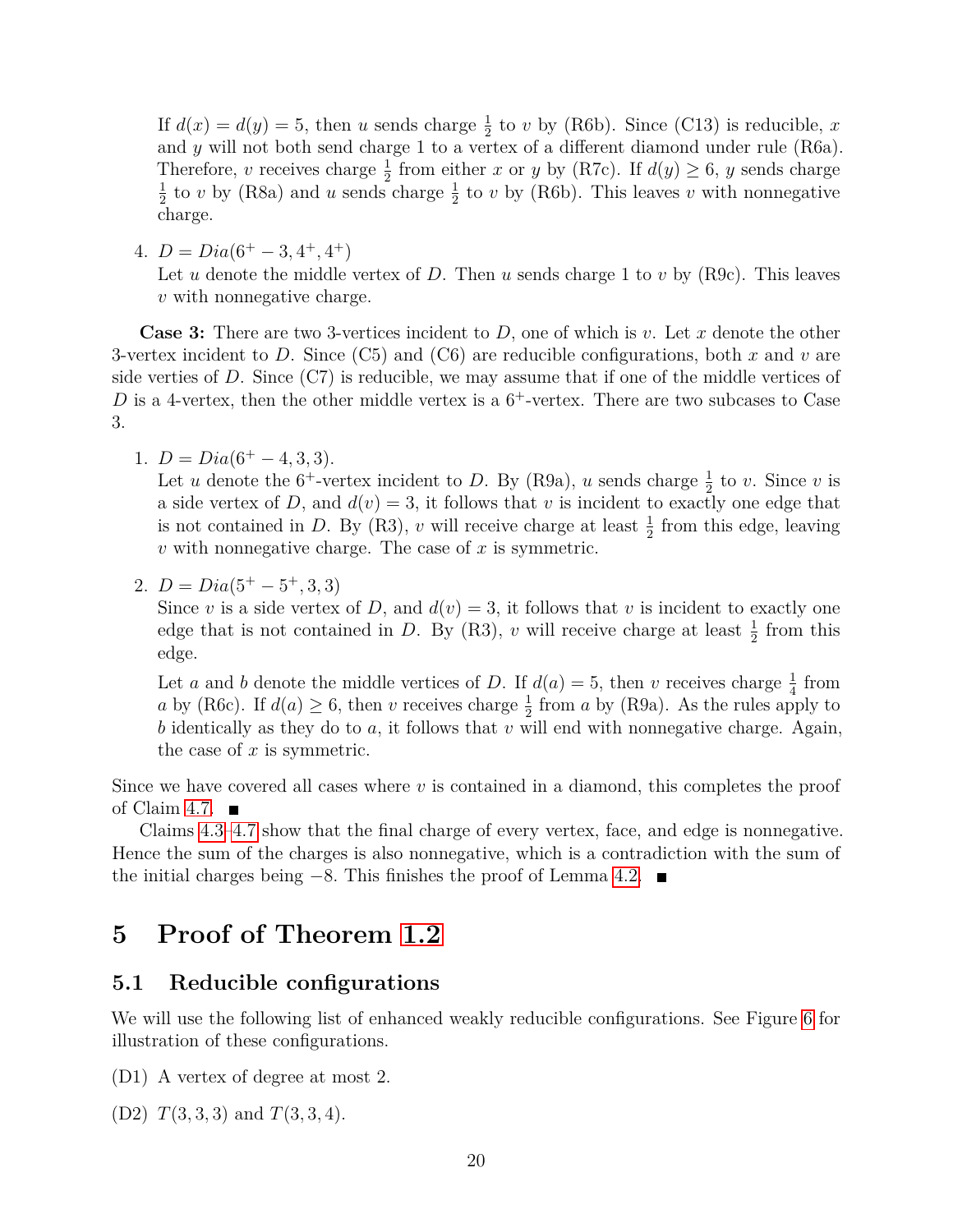If $d(x) = d(y) = 5$, then $u$ sends charge $\frac{1}{2}$ to $v$ by (R6b). Since (C13) is reducible, $x$ and $y$ will not both send charge 1 to a vertex of a different diamond under rule (R6a). Therefore, $v$ receives charge $\frac{1}{2}$ from either $x$ or $y$ by (R7c). If $d(y) \geq 6$, $y$ sends charge $\frac{1}{2}$ to $v$ by (R8a) and $u$ sends charge $\frac{1}{2}$ to $v$ by (R6b). This leaves $v$ with nonnegative charge.

4. $D = Dia(6^+ - 3, 4^+, 4^+)$
   Let $u$ denote the middle vertex of $D$. Then $u$ sends charge 1 to $v$ by (R9c). This leaves $v$ with nonnegative charge.

**Case 3:** There are two 3-vertices incident to $D$, one of which is $v$. Let $x$ denote the other 3-vertex incident to $D$. Since (C5) and (C6) are reducible configurations, both $x$ and $v$ are side verties of $D$. Since (C7) is reducible, we may assume that if one of the middle vertices of $D$ is a 4-vertex, then the other middle vertex is a $6^+$-vertex. There are two subcases to Case 3.

1. $D = Dia(6^+ - 4, 3, 3)$.
   Let $u$ denote the $6^+$-vertex incident to $D$. By (R9a), $u$ sends charge $\frac{1}{2}$ to $v$. Since $v$ is a side vertex of $D$, and $d(v) = 3$, it follows that $v$ is incident to exactly one edge that is not contained in $D$. By (R3), $v$ will receive charge at least $\frac{1}{2}$ from this edge, leaving $v$ with nonnegative charge. The case of $x$ is symmetric.

2. $D = Dia(5^+ - 5^+, 3, 3)$
   Since $v$ is a side vertex of $D$, and $d(v) = 3$, it follows that $v$ is incident to exactly one edge that is not contained in $D$. By (R3), $v$ will receive charge at least $\frac{1}{2}$ from this edge.

   Let $a$ and $b$ denote the middle vertices of $D$. If $d(a) = 5$, then $v$ receives charge $\frac{1}{4}$ from $a$ by (R6c). If $d(a) \geq 6$, then $v$ receives charge $\frac{1}{2}$ from $a$ by (R9a). As the rules apply to $b$ identically as they do to $a$, it follows that $v$ will end with nonnegative charge. Again, the case of $x$ is symmetric.

Since we have covered all cases where $v$ is contained in a diamond, this completes the proof of Claim 4.7. ■

Claims 4.3–4.7 show that the final charge of every vertex, face, and edge is nonnegative. Hence the sum of the charges is also nonnegative, which is a contradiction with the sum of the initial charges being $-8$. This finishes the proof of Lemma 4.2. ■

# 5 Proof of Theorem 1.2

## 5.1 Reducible configurations

We will use the following list of enhanced weakly reducible configurations. See Figure 6 for illustration of these configurations.

(D1) A vertex of degree at most 2.

(D2) $T(3, 3, 3)$ and $T(3, 3, 4)$.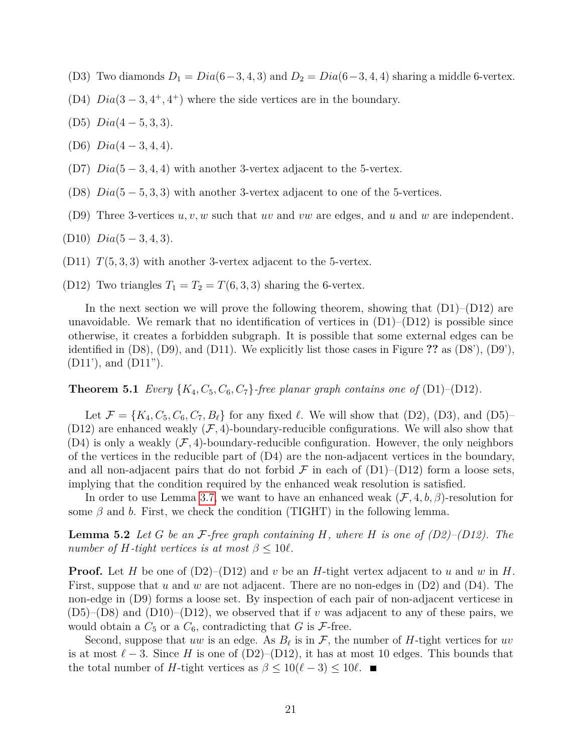- (D3) Two diamonds $D_1 = Dia(6-3, 4, 3)$ and $D_2 = Dia(6-3, 4, 4)$ sharing a middle 6-vertex.
- (D4) $Dia(3-3, 4^+, 4^+)$ where the side vertices are in the boundary.
- (D5) $Dia(4-5, 3, 3)$.
- (D6) $Dia(4-3, 4, 4)$.
- (D7) $Dia(5-3, 4, 4)$ with another 3-vertex adjacent to the 5-vertex.
- (D8) $Dia(5-5, 3, 3)$ with another 3-vertex adjacent to one of the 5-vertices.
- (D9) Three 3-vertices $u, v, w$ such that $uv$ and $vw$ are edges, and $u$ and $w$ are independent.
- (D10) $Dia(5-3, 4, 3)$.
- (D11) $T(5, 3, 3)$ with another 3-vertex adjacent to the 5-vertex.
- (D12) Two triangles $T_1 = T_2 = T(6, 3, 3)$ sharing the 6-vertex.

In the next section we will prove the following theorem, showing that (D1)–(D12) are unavoidable. We remark that no identification of vertices in (D1)–(D12) is possible since otherwise, it creates a forbidden subgraph. It is possible that some external edges can be identified in (D8), (D9), and (D11). We explicitly list those cases in Figure **??** as (D8'), (D9'), (D11'), and (D11").

**Theorem 5.1** *Every $\{K_4, C_5, C_6, C_7\}$-free planar graph contains one of* (D1)–(D12)*.*

Let $\mathcal{F} = \{K_4, C_5, C_6, C_7, B_\ell\}$ for any fixed $\ell$. We will show that (D2), (D3), and (D5)–(D12) are enhanced weakly $(\mathcal{F}, 4)$-boundary-reducible configurations. We will also show that (D4) is only a weakly $(\mathcal{F}, 4)$-boundary-reducible configuration. However, the only neighbors of the vertices in the reducible part of (D4) are the non-adjacent vertices in the boundary, and all non-adjacent pairs that do not forbid $\mathcal{F}$ in each of (D1)–(D12) form a loose sets, implying that the condition required by the enhanced weak resolution is satisfied.

In order to use Lemma 3.7, we want to have an enhanced weak $(\mathcal{F}, 4, b, \beta)$-resolution for some $\beta$ and $b$. First, we check the condition (TIGHT) in the following lemma.

**Lemma 5.2** *Let $G$ be an $\mathcal{F}$-free graph containing $H$, where $H$ is one of (D2)–(D12). The number of $H$-tight vertices is at most $\beta \leq 10\ell$.*

**Proof.** Let $H$ be one of (D2)–(D12) and $v$ be an $H$-tight vertex adjacent to $u$ and $w$ in $H$. First, suppose that $u$ and $w$ are not adjacent. There are no non-edges in (D2) and (D4). The non-edge in (D9) forms a loose set. By inspection of each pair of non-adjacent verticese in (D5)–(D8) and (D10)–(D12), we observed that if $v$ was adjacent to any of these pairs, we would obtain a $C_5$ or a $C_6$, contradicting that $G$ is $\mathcal{F}$-free.

Second, suppose that $uw$ is an edge. As $B_\ell$ is in $\mathcal{F}$, the number of $H$-tight vertices for $uv$ is at most $\ell - 3$. Since $H$ is one of (D2)–(D12), it has at most 10 edges. This bounds that the total number of $H$-tight vertices as $\beta \leq 10(\ell - 3) \leq 10\ell$. ■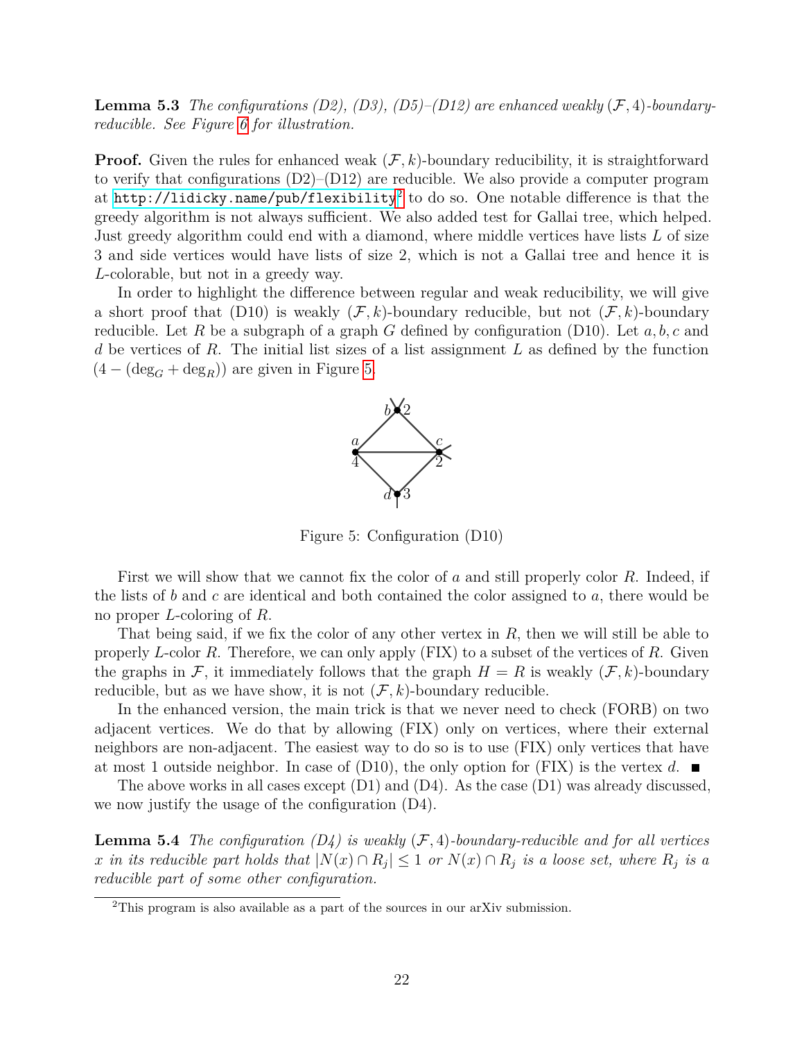**Lemma 5.3** *The configurations (D2), (D3), (D5)–(D12) are enhanced weakly $(\mathcal{F}, 4)$-boundary-reducible. See Figure 6 for illustration.*

**Proof.** Given the rules for enhanced weak $(\mathcal{F}, k)$-boundary reducibility, it is straightforward to verify that configurations (D2)–(D12) are reducible. We also provide a computer program at http://lidicky.name/pub/flexibility[2] to do so. One notable difference is that the greedy algorithm is not always sufficient. We also added test for Gallai tree, which helped. Just greedy algorithm could end with a diamond, where middle vertices have lists $L$ of size 3 and side vertices would have lists of size 2, which is not a Gallai tree and hence it is $L$-colorable, but not in a greedy way.

In order to highlight the difference between regular and weak reducibility, we will give a short proof that (D10) is weakly $(\mathcal{F}, k)$-boundary reducible, but not $(\mathcal{F}, k)$-boundary reducible. Let $R$ be a subgraph of a graph $G$ defined by configuration (D10). Let $a, b, c$ and $d$ be vertices of $R$. The initial list sizes of a list assignment $L$ as defined by the function $(4 - (\deg_G + \deg_R))$ are given in Figure 5.

Figure 5: Configuration (D10)

First we will show that we cannot fix the color of $a$ and still properly color $R$. Indeed, if the lists of $b$ and $c$ are identical and both contained the color assigned to $a$, there would be no proper $L$-coloring of $R$.

That being said, if we fix the color of any other vertex in $R$, then we will still be able to properly $L$-color $R$. Therefore, we can only apply (FIX) to a subset of the vertices of $R$. Given the graphs in $\mathcal{F}$, it immediately follows that the graph $H = R$ is weakly $(\mathcal{F}, k)$-boundary reducible, but as we have show, it is not $(\mathcal{F}, k)$-boundary reducible.

In the enhanced version, the main trick is that we never need to check (FORB) on two adjacent vertices. We do that by allowing (FIX) only on vertices, where their external neighbors are non-adjacent. The easiest way to do so is to use (FIX) only vertices that have at most 1 outside neighbor. In case of (D10), the only option for (FIX) is the vertex $d$. ■

The above works in all cases except (D1) and (D4). As the case (D1) was already discussed, we now justify the usage of the configuration (D4).

**Lemma 5.4** *The configuration (D4) is weakly $(\mathcal{F}, 4)$-boundary-reducible and for all vertices $x$ in its reducible part holds that $|N(x) \cap R_j| \leq 1$ or $N(x) \cap R_j$ is a loose set, where $R_j$ is a reducible part of some other configuration.*

[2] This program is also available as a part of the sources in our arXiv submission.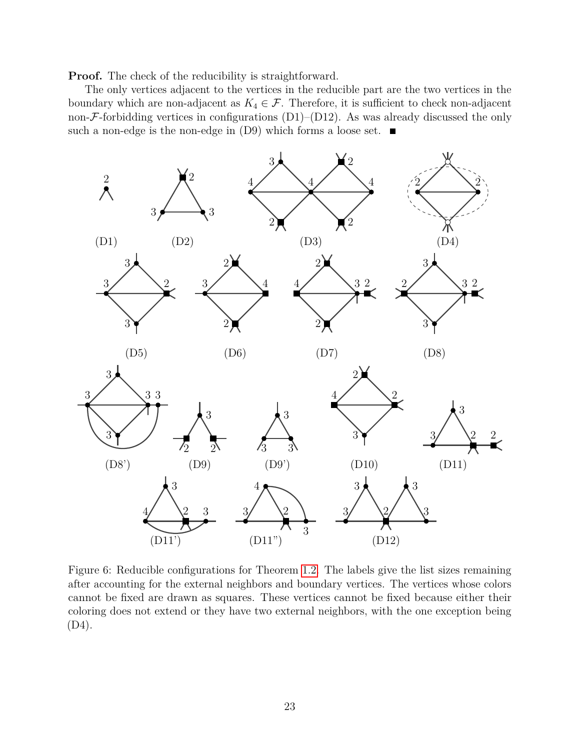**Proof.** The check of the reducibility is straightforward.

The only vertices adjacent to the vertices in the reducible part are the two vertices in the boundary which are non-adjacent as $K_4 \in \mathcal{F}$. Therefore, it is sufficient to check non-adjacent non-$\mathcal{F}$-forbidding vertices in configurations (D1)–(D12). As was already discussed the only such a non-edge is the non-edge in (D9) which forms a loose set. ■

Figure 6: Reducible configurations for Theorem 1.2. The labels give the list sizes remaining after accounting for the external neighbors and boundary vertices. The vertices whose colors cannot be fixed are drawn as squares. These vertices cannot be fixed because either their coloring does not extend or they have two external neighbors, with the one exception being (D4).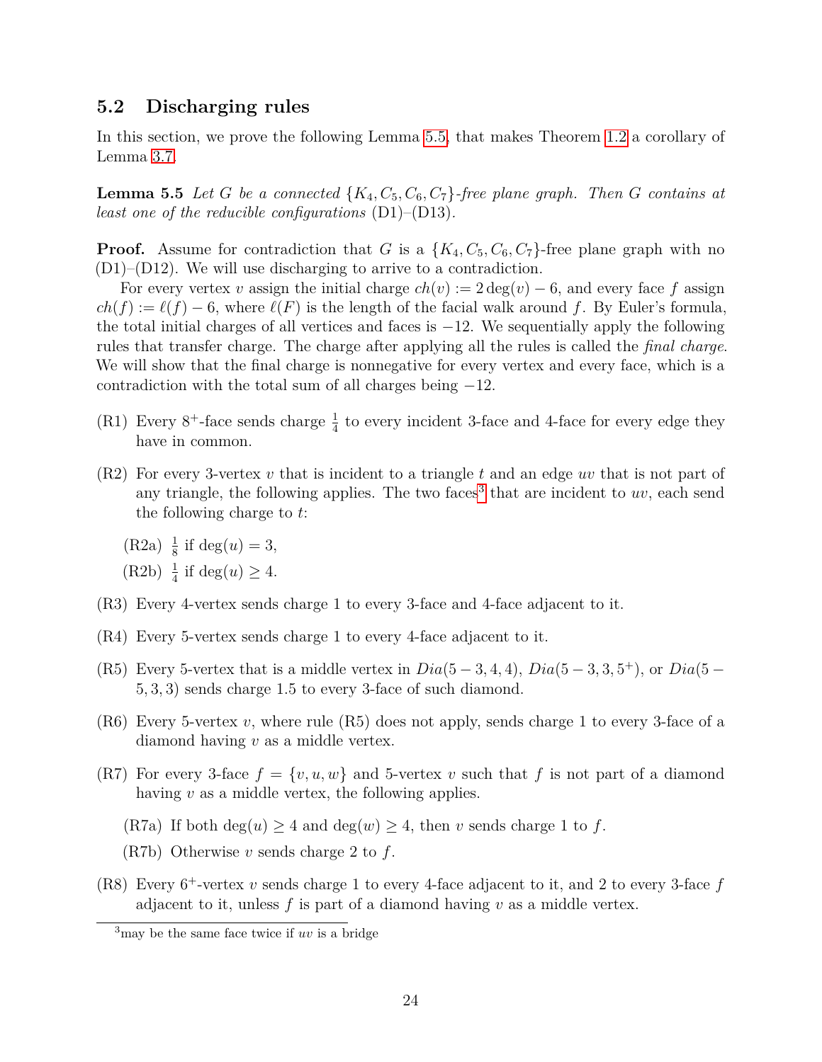### 5.2 Discharging rules

In this section, we prove the following Lemma 5.5, that makes Theorem 1.2 a corollary of Lemma 3.7.

**Lemma 5.5** *Let $G$ be a connected $\{K_4, C_5, C_6, C_7\}$-free plane graph. Then $G$ contains at least one of the reducible configurations* (D1)–(D13).

**Proof.** Assume for contradiction that $G$ is a $\{K_4, C_5, C_6, C_7\}$-free plane graph with no (D1)–(D12). We will use discharging to arrive to a contradiction.

For every vertex $v$ assign the initial charge $ch(v) := 2\deg(v) - 6$, and every face $f$ assign $ch(f) := \ell(f) - 6$, where $\ell(F)$ is the length of the facial walk around $f$. By Euler's formula, the total initial charges of all vertices and faces is $-12$. We sequentially apply the following rules that transfer charge. The charge after applying all the rules is called the *final charge*. We will show that the final charge is nonnegative for every vertex and every face, which is a contradiction with the total sum of all charges being $-12$.

- (R1) Every $8^+$-face sends charge $\frac{1}{4}$ to every incident 3-face and 4-face for every edge they have in common.
- (R2) For every 3-vertex $v$ that is incident to a triangle $t$ and an edge $uv$ that is not part of any triangle, the following applies. The two faces[3] that are incident to $uv$, each send the following charge to $t$:
  - (R2a) $\frac{1}{8}$ if $\deg(u) = 3$,
  - (R2b) $\frac{1}{4}$ if $\deg(u) \geq 4$.
- (R3) Every 4-vertex sends charge 1 to every 3-face and 4-face adjacent to it.
- (R4) Every 5-vertex sends charge 1 to every 4-face adjacent to it.
- (R5) Every 5-vertex that is a middle vertex in $Dia(5-3,4,4)$, $Dia(5-3,3,5^+)$, or $Dia(5-5,3,3)$ sends charge 1.5 to every 3-face of such diamond.
- (R6) Every 5-vertex $v$, where rule (R5) does not apply, sends charge 1 to every 3-face of a diamond having $v$ as a middle vertex.
- (R7) For every 3-face $f = \{v, u, w\}$ and 5-vertex $v$ such that $f$ is not part of a diamond having $v$ as a middle vertex, the following applies.
  - (R7a) If both $\deg(u) \geq 4$ and $\deg(w) \geq 4$, then $v$ sends charge 1 to $f$.
  - (R7b) Otherwise $v$ sends charge 2 to $f$.
- (R8) Every $6^+$-vertex $v$ sends charge 1 to every 4-face adjacent to it, and 2 to every 3-face $f$ adjacent to it, unless $f$ is part of a diamond having $v$ as a middle vertex.

[3] may be the same face twice if $uv$ is a bridge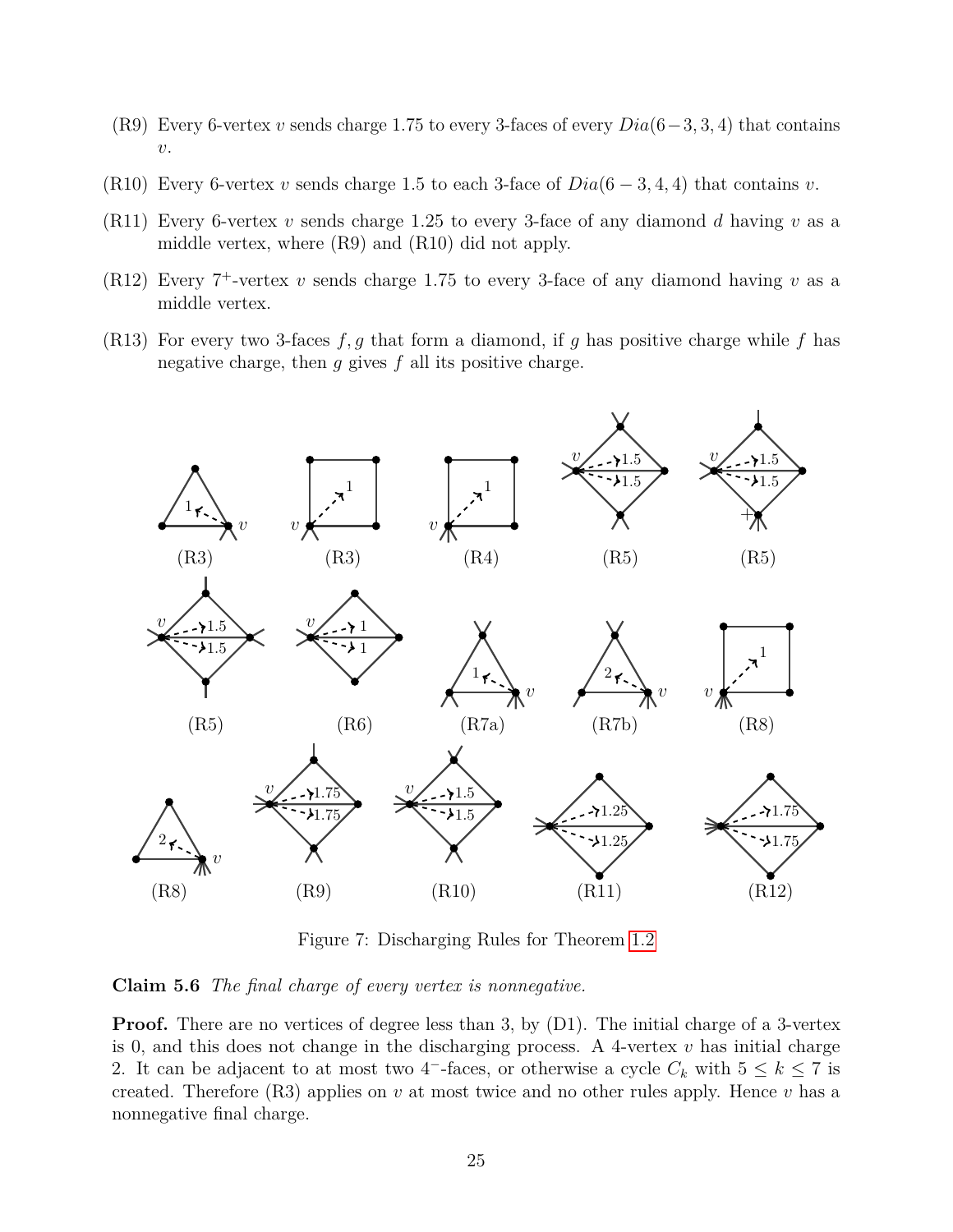(R9) Every 6-vertex $v$ sends charge 1.75 to every 3-faces of every $Dia(6-3,3,4)$ that contains $v$.

(R10) Every 6-vertex $v$ sends charge 1.5 to each 3-face of $Dia(6-3,4,4)$ that contains $v$.

(R11) Every 6-vertex $v$ sends charge 1.25 to every 3-face of any diamond $d$ having $v$ as a middle vertex, where (R9) and (R10) did not apply.

(R12) Every $7^+$-vertex $v$ sends charge 1.75 to every 3-face of any diamond having $v$ as a middle vertex.

(R13) For every two 3-faces $f, g$ that form a diamond, if $g$ has positive charge while $f$ has negative charge, then $g$ gives $f$ all its positive charge.

Figure 7: Discharging Rules for Theorem 1.2

**Claim 5.6** *The final charge of every vertex is nonnegative.*

**Proof.** There are no vertices of degree less than 3, by (D1). The initial charge of a 3-vertex is 0, and this does not change in the discharging process. A 4-vertex $v$ has initial charge 2. It can be adjacent to at most two $4^-$-faces, or otherwise a cycle $C_k$ with $5 \leq k \leq 7$ is created. Therefore (R3) applies on $v$ at most twice and no other rules apply. Hence $v$ has a nonnegative final charge.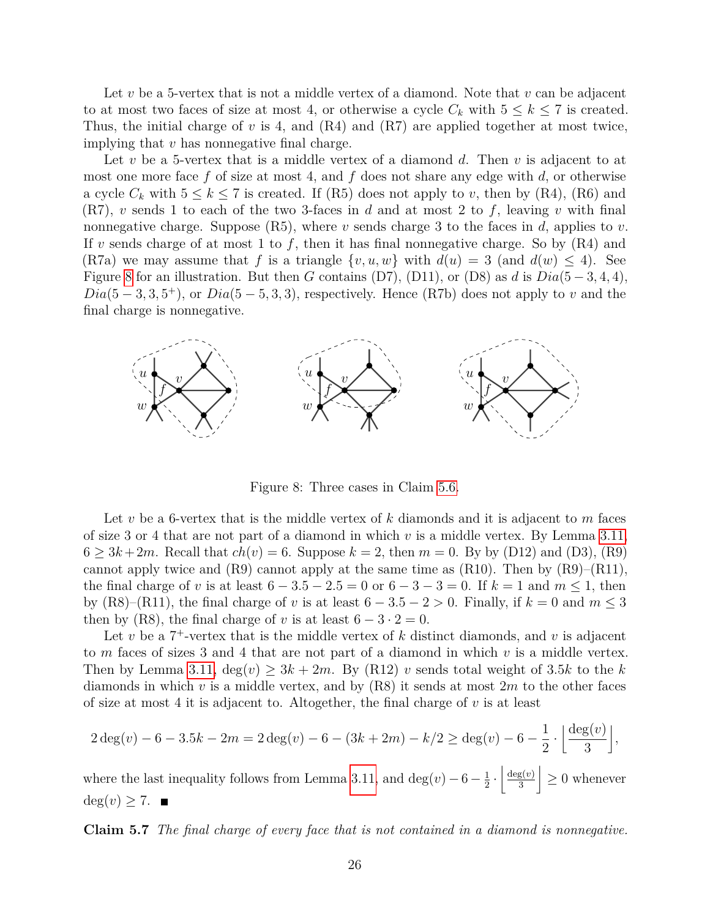Let $v$ be a 5-vertex that is not a middle vertex of a diamond. Note that $v$ can be adjacent to at most two faces of size at most 4, or otherwise a cycle $C_k$ with $5 \le k \le 7$ is created. Thus, the initial charge of $v$ is 4, and (R4) and (R7) are applied together at most twice, implying that $v$ has nonnegative final charge.

Let $v$ be a 5-vertex that is a middle vertex of a diamond $d$. Then $v$ is adjacent to at most one more face $f$ of size at most 4, and $f$ does not share any edge with $d$, or otherwise a cycle $C_k$ with $5 \le k \le 7$ is created. If (R5) does not apply to $v$, then by (R4), (R6) and (R7), $v$ sends 1 to each of the two 3-faces in $d$ and at most 2 to $f$, leaving $v$ with final nonnegative charge. Suppose (R5), where $v$ sends charge 3 to the faces in $d$, applies to $v$. If $v$ sends charge of at most 1 to $f$, then it has final nonnegative charge. So by (R4) and (R7a) we may assume that $f$ is a triangle $\{v, u, w\}$ with $d(u) = 3$ (and $d(w) \le 4$). See Figure 8 for an illustration. But then $G$ contains (D7), (D11), or (D8) as $d$ is $Dia(5-3, 4, 4)$, $Dia(5-3, 3, 5^+)$, or $Dia(5-5, 3, 3)$, respectively. Hence (R7b) does not apply to $v$ and the final charge is nonnegative.

Figure 8: Three cases in Claim 5.6.

Let $v$ be a 6-vertex that is the middle vertex of $k$ diamonds and it is adjacent to $m$ faces of size 3 or 4 that are not part of a diamond in which $v$ is a middle vertex. By Lemma 3.11, $6 \ge 3k + 2m$. Recall that $ch(v) = 6$. Suppose $k = 2$, then $m = 0$. By by (D12) and (D3), (R9) cannot apply twice and (R9) cannot apply at the same time as (R10). Then by (R9)–(R11), the final charge of $v$ is at least $6 - 3.5 - 2.5 = 0$ or $6 - 3 - 3 = 0$. If $k = 1$ and $m \le 1$, then by (R8)–(R11), the final charge of $v$ is at least $6 - 3.5 - 2 > 0$. Finally, if $k = 0$ and $m \le 3$ then by (R8), the final charge of $v$ is at least $6 - 3 \cdot 2 = 0$.

Let $v$ be a $7^+$-vertex that is the middle vertex of $k$ distinct diamonds, and $v$ is adjacent to $m$ faces of sizes 3 and 4 that are not part of a diamond in which $v$ is a middle vertex. Then by Lemma 3.11, $\deg(v) \ge 3k + 2m$. By (R12) $v$ sends total weight of $3.5k$ to the $k$ diamonds in which $v$ is a middle vertex, and by (R8) it sends at most $2m$ to the other faces of size at most 4 it is adjacent to. Altogether, the final charge of $v$ is at least

$$2\deg(v) - 6 - 3.5k - 2m = 2\deg(v) - 6 - (3k + 2m) - k/2 \ge \deg(v) - 6 - \frac{1}{2} \cdot \left\lfloor \frac{\deg(v)}{3} \right\rfloor,$$

where the last inequality follows from Lemma 3.11, and $\deg(v) - 6 - \frac{1}{2} \cdot \left\lfloor \frac{\deg(v)}{3} \right\rfloor \ge 0$ whenever $\deg(v) \ge 7$. ■

**Claim 5.7** *The final charge of every face that is not contained in a diamond is nonnegative.*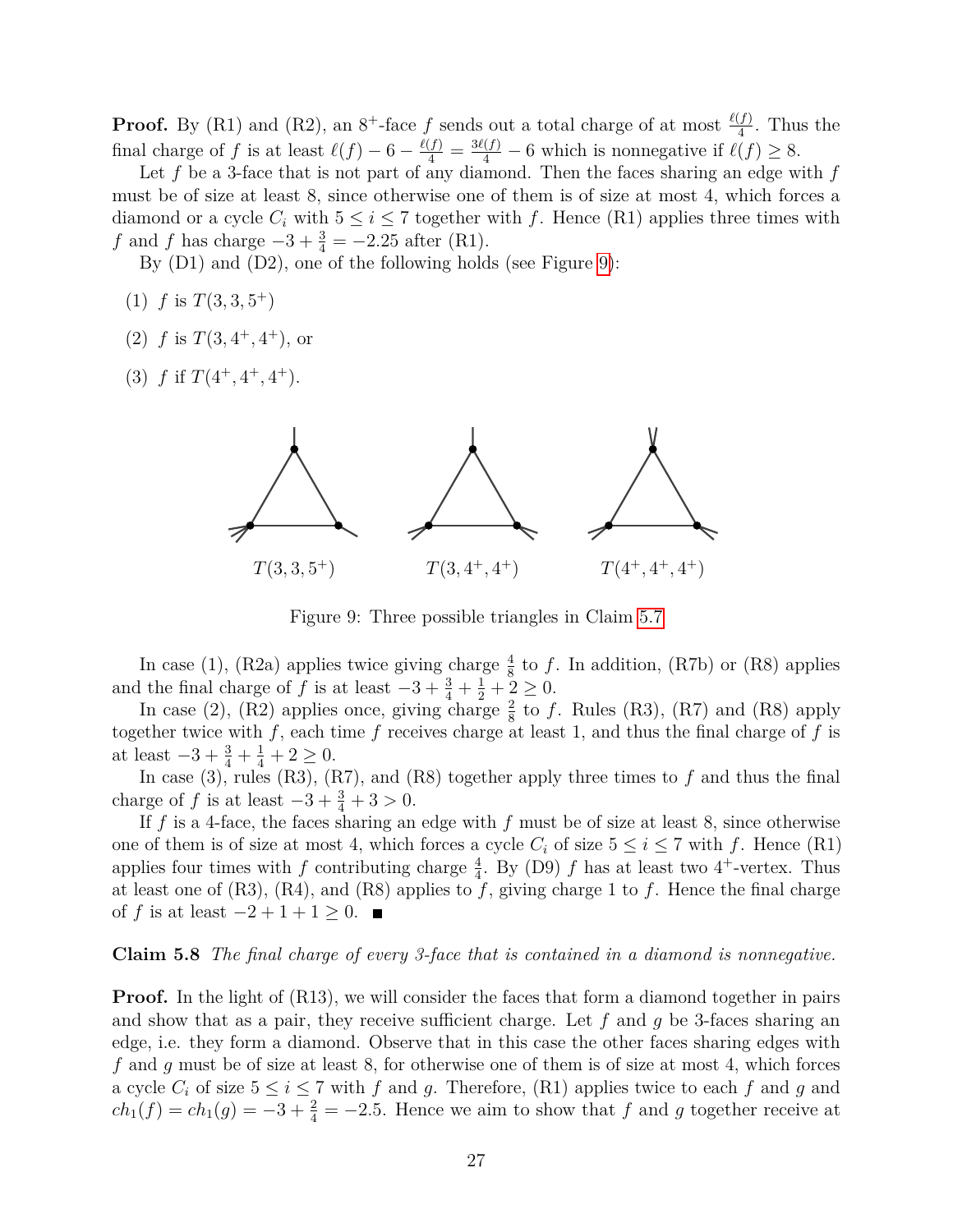**Proof.** By (R1) and (R2), an $8^+$-face $f$ sends out a total charge of at most $\frac{\ell(f)}{4}$. Thus the final charge of $f$ is at least $\ell(f) - 6 - \frac{\ell(f)}{4} = \frac{3\ell(f)}{4} - 6$ which is nonnegative if $\ell(f) \geq 8$.

Let $f$ be a 3-face that is not part of any diamond. Then the faces sharing an edge with $f$ must be of size at least 8, since otherwise one of them is of size at most 4, which forces a diamond or a cycle $C_i$ with $5 \leq i \leq 7$ together with $f$. Hence (R1) applies three times with $f$ and $f$ has charge $-3 + \frac{3}{4} = -2.25$ after (R1).

By (D1) and (D2), one of the following holds (see Figure 9):

(1) $f$ is $T(3, 3, 5^+)$

(2) $f$ is $T(3, 4^+, 4^+)$, or

(3) $f$ if $T(4^+, 4^+, 4^+)$.

$T(3, 3, 5^+)$ $T(3, 4^+, 4^+)$ $T(4^+, 4^+, 4^+)$

Figure 9: Three possible triangles in Claim 5.7

In case (1), (R2a) applies twice giving charge $\frac{4}{8}$ to $f$. In addition, (R7b) or (R8) applies and the final charge of $f$ is at least $-3 + \frac{3}{4} + \frac{1}{2} + 2 \geq 0$.

In case (2), (R2) applies once, giving charge $\frac{2}{8}$ to $f$. Rules (R3), (R7) and (R8) apply together twice with $f$, each time $f$ receives charge at least 1, and thus the final charge of $f$ is at least $-3 + \frac{3}{4} + \frac{1}{4} + 2 \geq 0$.

In case (3), rules (R3), (R7), and (R8) together apply three times to $f$ and thus the final charge of $f$ is at least $-3 + \frac{3}{4} + 3 > 0$.

If $f$ is a 4-face, the faces sharing an edge with $f$ must be of size at least 8, since otherwise one of them is of size at most 4, which forces a cycle $C_i$ of size $5 \leq i \leq 7$ with $f$. Hence (R1) applies four times with $f$ contributing charge $\frac{4}{4}$. By (D9) $f$ has at least two $4^+$-vertex. Thus at least one of (R3), (R4), and (R8) applies to $f$, giving charge 1 to $f$. Hence the final charge of $f$ is at least $-2 + 1 + 1 \geq 0$. ∎

**Claim 5.8** *The final charge of every 3-face that is contained in a diamond is nonnegative.*

**Proof.** In the light of (R13), we will consider the faces that form a diamond together in pairs and show that as a pair, they receive sufficient charge. Let $f$ and $g$ be 3-faces sharing an edge, i.e. they form a diamond. Observe that in this case the other faces sharing edges with $f$ and $g$ must be of size at least 8, for otherwise one of them is of size at most 4, which forces a cycle $C_i$ of size $5 \leq i \leq 7$ with $f$ and $g$. Therefore, (R1) applies twice to each $f$ and $g$ and $ch_1(f) = ch_1(g) = -3 + \frac{2}{4} = -2.5$. Hence we aim to show that $f$ and $g$ together receive at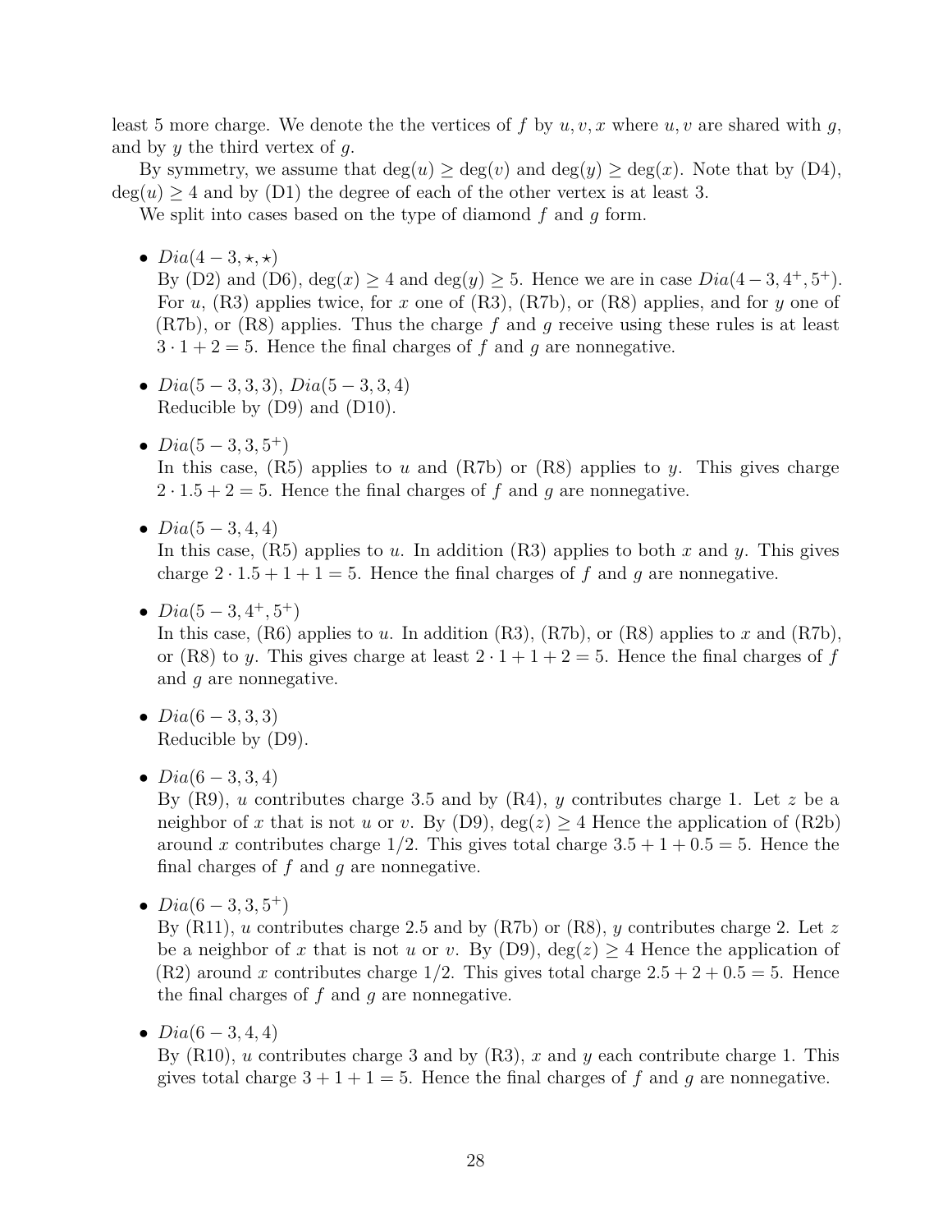least 5 more charge. We denote the the vertices of $f$ by $u, v, x$ where $u, v$ are shared with $g$, and by $y$ the third vertex of $g$.

By symmetry, we assume that $\deg(u) \geq \deg(v)$ and $\deg(y) \geq \deg(x)$. Note that by (D4), $\deg(u) \geq 4$ and by (D1) the degree of each of the other vertex is at least 3.

We split into cases based on the type of diamond $f$ and $g$ form.

- $Dia(4-3, \star, \star)$
  By (D2) and (D6), $\deg(x) \geq 4$ and $\deg(y) \geq 5$. Hence we are in case $Dia(4-3, 4^+, 5^+)$. For $u$, (R3) applies twice, for $x$ one of (R3), (R7b), or (R8) applies, and for $y$ one of (R7b), or (R8) applies. Thus the charge $f$ and $g$ receive using these rules is at least $3 \cdot 1 + 2 = 5$. Hence the final charges of $f$ and $g$ are nonnegative.

- $Dia(5-3, 3, 3)$, $Dia(5-3, 3, 4)$
  Reducible by (D9) and (D10).

- $Dia(5-3, 3, 5^+)$
  In this case, (R5) applies to $u$ and (R7b) or (R8) applies to $y$. This gives charge $2 \cdot 1.5 + 2 = 5$. Hence the final charges of $f$ and $g$ are nonnegative.

- $Dia(5-3, 4, 4)$
  In this case, (R5) applies to $u$. In addition (R3) applies to both $x$ and $y$. This gives charge $2 \cdot 1.5 + 1 + 1 = 5$. Hence the final charges of $f$ and $g$ are nonnegative.

- $Dia(5-3, 4^+, 5^+)$
  In this case, (R6) applies to $u$. In addition (R3), (R7b), or (R8) applies to $x$ and (R7b), or (R8) to $y$. This gives charge at least $2 \cdot 1 + 1 + 2 = 5$. Hence the final charges of $f$ and $g$ are nonnegative.

- $Dia(6-3, 3, 3)$
  Reducible by (D9).

- $Dia(6-3, 3, 4)$
  By (R9), $u$ contributes charge 3.5 and by (R4), $y$ contributes charge 1. Let $z$ be a neighbor of $x$ that is not $u$ or $v$. By (D9), $\deg(z) \geq 4$ Hence the application of (R2b) around $x$ contributes charge 1/2. This gives total charge $3.5 + 1 + 0.5 = 5$. Hence the final charges of $f$ and $g$ are nonnegative.

- $Dia(6-3, 3, 5^+)$
  By (R11), $u$ contributes charge 2.5 and by (R7b) or (R8), $y$ contributes charge 2. Let $z$ be a neighbor of $x$ that is not $u$ or $v$. By (D9), $\deg(z) \geq 4$ Hence the application of (R2) around $x$ contributes charge 1/2. This gives total charge $2.5 + 2 + 0.5 = 5$. Hence the final charges of $f$ and $g$ are nonnegative.

- $Dia(6-3, 4, 4)$
  By (R10), $u$ contributes charge 3 and by (R3), $x$ and $y$ each contribute charge 1. This gives total charge $3 + 1 + 1 = 5$. Hence the final charges of $f$ and $g$ are nonnegative.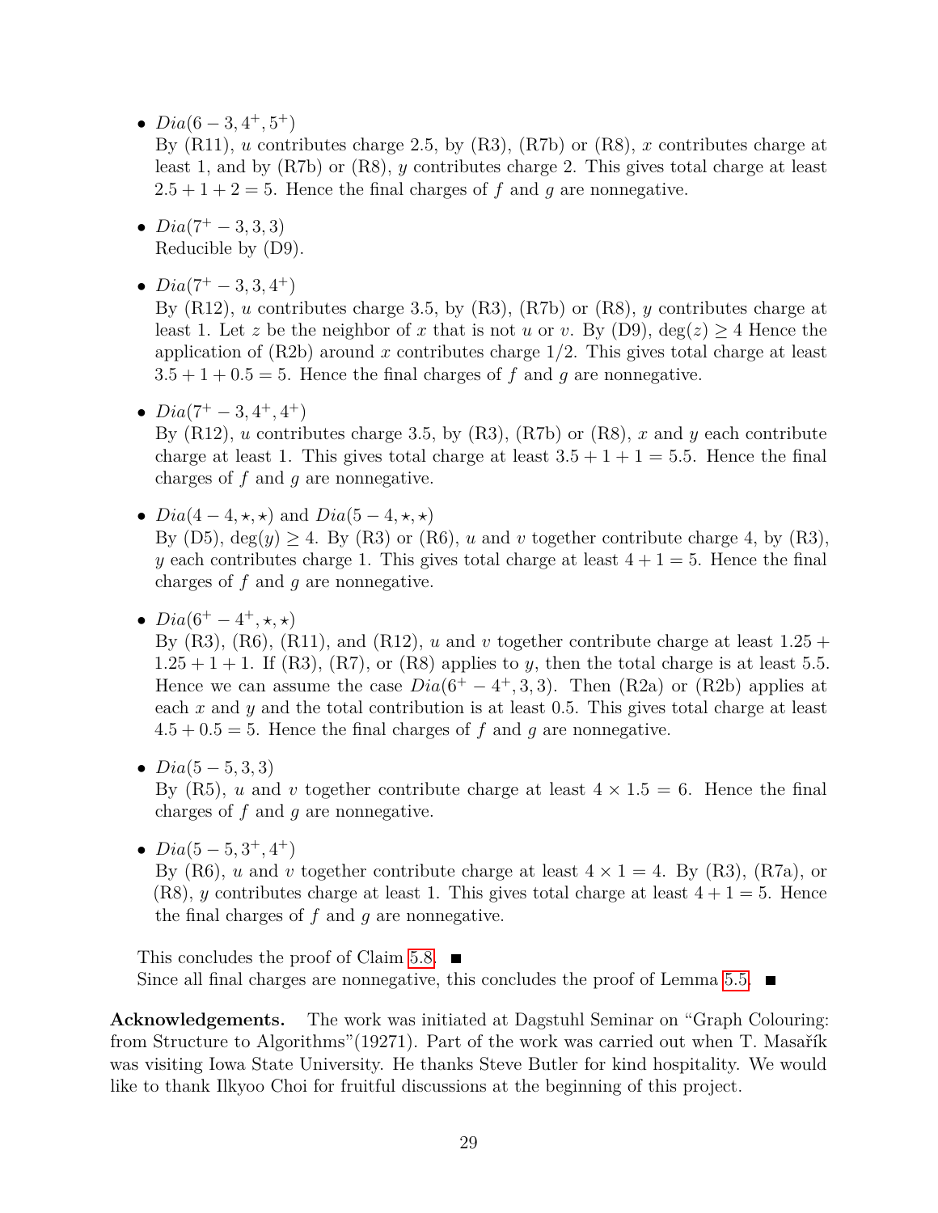- $Dia(6-3, 4^+, 5^+)$
  By (R11), $u$ contributes charge 2.5, by (R3), (R7b) or (R8), $x$ contributes charge at least 1, and by (R7b) or (R8), $y$ contributes charge 2. This gives total charge at least $2.5 + 1 + 2 = 5$. Hence the final charges of $f$ and $g$ are nonnegative.

- $Dia(7^+ - 3, 3, 3)$
  Reducible by (D9).

- $Dia(7^+ - 3, 3, 4^+)$
  By (R12), $u$ contributes charge 3.5, by (R3), (R7b) or (R8), $y$ contributes charge at least 1. Let $z$ be the neighbor of $x$ that is not $u$ or $v$. By (D9), $\deg(z) \geq 4$ Hence the application of (R2b) around $x$ contributes charge 1/2. This gives total charge at least $3.5 + 1 + 0.5 = 5$. Hence the final charges of $f$ and $g$ are nonnegative.

- $Dia(7^+ - 3, 4^+, 4^+)$
  By (R12), $u$ contributes charge 3.5, by (R3), (R7b) or (R8), $x$ and $y$ each contribute charge at least 1. This gives total charge at least $3.5 + 1 + 1 = 5.5$. Hence the final charges of $f$ and $g$ are nonnegative.

- $Dia(4 - 4, \star, \star)$ and $Dia(5 - 4, \star, \star)$
  By (D5), $\deg(y) \geq 4$. By (R3) or (R6), $u$ and $v$ together contribute charge 4, by (R3), $y$ each contributes charge 1. This gives total charge at least $4 + 1 = 5$. Hence the final charges of $f$ and $g$ are nonnegative.

- $Dia(6^+ - 4^+, \star, \star)$
  By (R3), (R6), (R11), and (R12), $u$ and $v$ together contribute charge at least $1.25 + 1.25 + 1 + 1$. If (R3), (R7), or (R8) applies to $y$, then the total charge is at least 5.5. Hence we can assume the case $Dia(6^+ - 4^+, 3, 3)$. Then (R2a) or (R2b) applies at each $x$ and $y$ and the total contribution is at least 0.5. This gives total charge at least $4.5 + 0.5 = 5$. Hence the final charges of $f$ and $g$ are nonnegative.

- $Dia(5 - 5, 3, 3)$
  By (R5), $u$ and $v$ together contribute charge at least $4 \times 1.5 = 6$. Hence the final charges of $f$ and $g$ are nonnegative.

- $Dia(5 - 5, 3^+, 4^+)$
  By (R6), $u$ and $v$ together contribute charge at least $4 \times 1 = 4$. By (R3), (R7a), or (R8), $y$ contributes charge at least 1. This gives total charge at least $4 + 1 = 5$. Hence the final charges of $f$ and $g$ are nonnegative.

This concludes the proof of Claim 5.8. ■

Since all final charges are nonnegative, this concludes the proof of Lemma 5.5. ■

**Acknowledgements.** The work was initiated at Dagstuhl Seminar on "Graph Colouring: from Structure to Algorithms"(19271). Part of the work was carried out when T. Masařík was visiting Iowa State University. He thanks Steve Butler for kind hospitality. We would like to thank Ilkyoo Choi for fruitful discussions at the beginning of this project.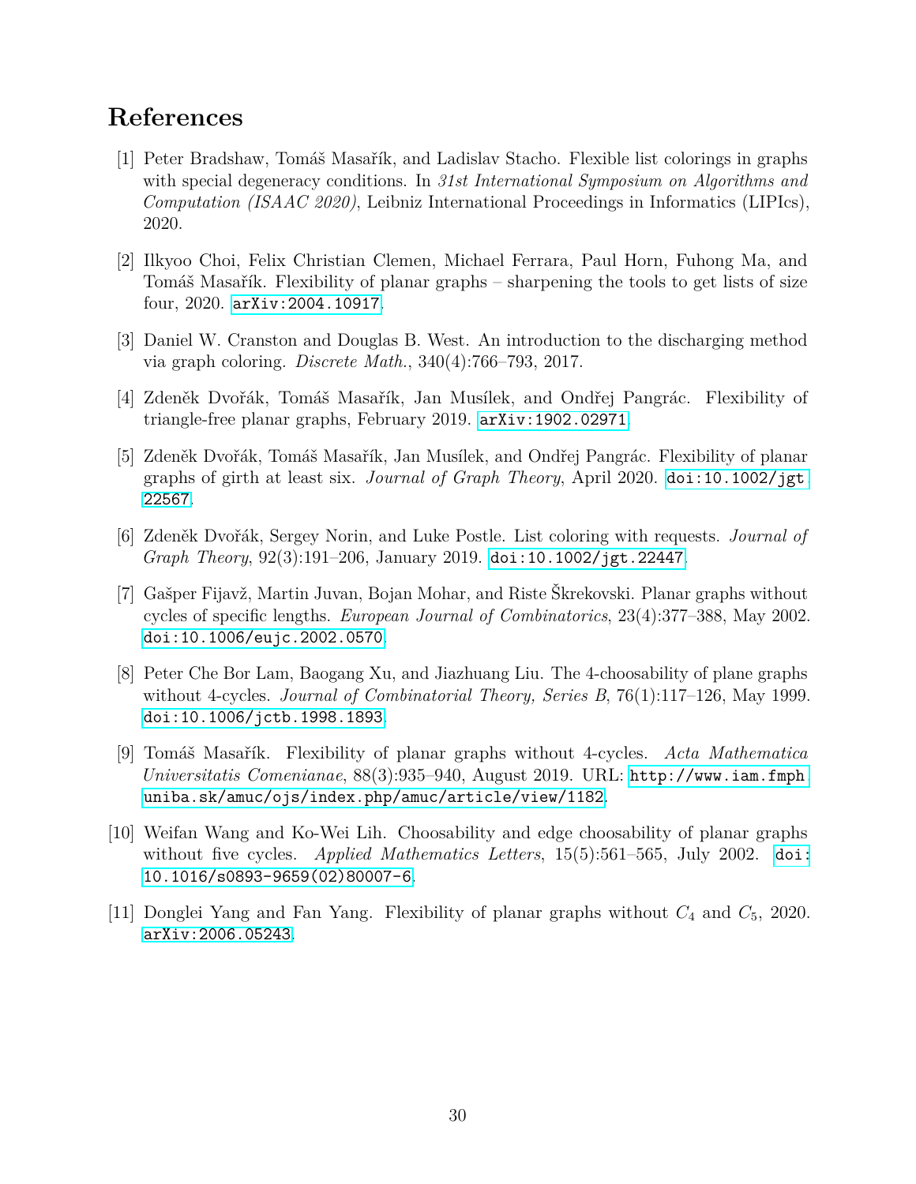# References

[1] Peter Bradshaw, Tomáš Masařík, and Ladislav Stacho. Flexible list colorings in graphs with special degeneracy conditions. In *31st International Symposium on Algorithms and Computation (ISAAC 2020)*, Leibniz International Proceedings in Informatics (LIPIcs), 2020.

[2] Ilkyoo Choi, Felix Christian Clemen, Michael Ferrara, Paul Horn, Fuhong Ma, and Tomáš Masařík. Flexibility of planar graphs – sharpening the tools to get lists of size four, 2020. arXiv:2004.10917.

[3] Daniel W. Cranston and Douglas B. West. An introduction to the discharging method via graph coloring. *Discrete Math.*, 340(4):766–793, 2017.

[4] Zdeněk Dvořák, Tomáš Masařík, Jan Musílek, and Ondřej Pangrác. Flexibility of triangle-free planar graphs, February 2019. arXiv:1902.02971.

[5] Zdeněk Dvořák, Tomáš Masařík, Jan Musílek, and Ondřej Pangrác. Flexibility of planar graphs of girth at least six. *Journal of Graph Theory*, April 2020. doi:10.1002/jgt.22567.

[6] Zdeněk Dvořák, Sergey Norin, and Luke Postle. List coloring with requests. *Journal of Graph Theory*, 92(3):191–206, January 2019. doi:10.1002/jgt.22447.

[7] Gašper Fijavž, Martin Juvan, Bojan Mohar, and Riste Škrekovski. Planar graphs without cycles of specific lengths. *European Journal of Combinatorics*, 23(4):377–388, May 2002. doi:10.1006/eujc.2002.0570.

[8] Peter Che Bor Lam, Baogang Xu, and Jiazhuang Liu. The 4-choosability of plane graphs without 4-cycles. *Journal of Combinatorial Theory, Series B*, 76(1):117–126, May 1999. doi:10.1006/jctb.1998.1893.

[9] Tomáš Masařík. Flexibility of planar graphs without 4-cycles. *Acta Mathematica Universitatis Comenianae*, 88(3):935–940, August 2019. URL: http://www.iam.fmph.uniba.sk/amuc/ojs/index.php/amuc/article/view/1182.

[10] Weifan Wang and Ko-Wei Lih. Choosability and edge choosability of planar graphs without five cycles. *Applied Mathematics Letters*, 15(5):561–565, July 2002. doi:10.1016/s0893-9659(02)80007-6.

[11] Donglei Yang and Fan Yang. Flexibility of planar graphs without $C_4$ and $C_5$, 2020. arXiv:2006.05243.